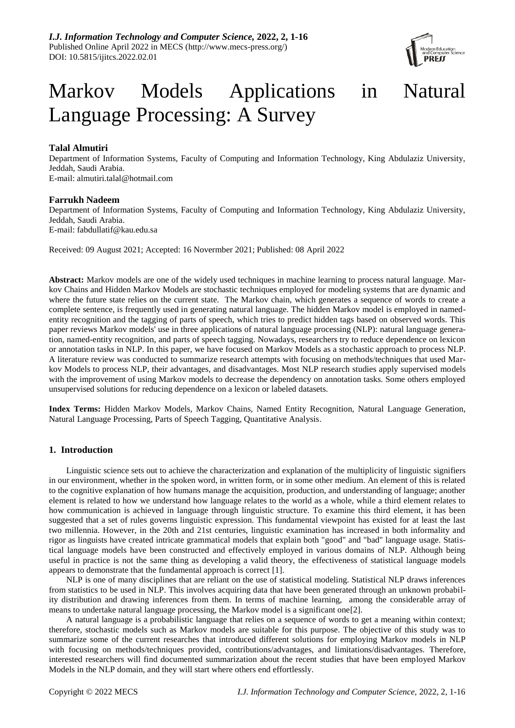# Markov Models Applications in Natural Language Processing: A Survey

**Talal Almutiri**

Department of Information Systems, Faculty of Computing and Information Technology, King Abdulaziz University, Jeddah, Saudi Arabia.

E-mail: almutiri.talal@hotmail.com

**Farrukh Nadeem**

Department of Information Systems, Faculty of Computing and Information Technology, King Abdulaziz University, Jeddah, Saudi Arabia.

E-mail: fabdullatif@kau.edu.sa

Received: 09 August 2021; Accepted: 16 Novermber 2021; Published: 08 April 2022

**Abstract:** Markov models are one of the widely used techniques in machine learning to process natural language. Markov Chains and Hidden Markov Models are stochastic techniques employed for modeling systems that are dynamic and where the future state relies on the current state. The Markov chain, which generates a sequence of words to create a complete sentence, is frequently used in generating natural language. The hidden Markov model is employed in named-entity recognition and the tagging of parts of speech, which tries to predict hidden tags based on observed words. This paper reviews Markov models' use in three applications of natural language processing (NLP): natural language generation, named-entity recognition, and parts of speech tagging. Nowadays, researchers try to reduce dependence on lexicon or annotation tasks in NLP. In this paper, we have focused on Markov Models as a stochastic approach to process NLP. A literature review was conducted to summarize research attempts with focusing on methods/techniques that used Markov Models to process NLP, their advantages, and disadvantages. Most NLP research studies apply supervised models with the improvement of using Markov models to decrease the dependency on annotation tasks. Some others employed unsupervised solutions for reducing dependence on a lexicon or labeled datasets.

**Index Terms:** Hidden Markov Models, Markov Chains, Named Entity Recognition, Natural Language Generation, Natural Language Processing, Parts of Speech Tagging, Quantitative Analysis.

## 1. Introduction

Linguistic science sets out to achieve the characterization and explanation of the multiplicity of linguistic signifiers in our environment, whether in the spoken word, in written form, or in some other medium. An element of this is related to the cognitive explanation of how humans manage the acquisition, production, and understanding of language; another element is related to how we understand how language relates to the world as a whole, while a third element relates to how communication is achieved in language through linguistic structure. To examine this third element, it has been suggested that a set of rules governs linguistic expression. This fundamental viewpoint has existed for at least the last two millennia. However, in the 20th and 21st centuries, linguistic examination has increased in both informality and rigor as linguists have created intricate grammatical models that explain both "good" and "bad" language usage. Statistical language models have been constructed and effectively employed in various domains of NLP. Although being useful in practice is not the same thing as developing a valid theory, the effectiveness of statistical language models appears to demonstrate that the fundamental approach is correct [1].

NLP is one of many disciplines that are reliant on the use of statistical modeling. Statistical NLP draws inferences from statistics to be used in NLP. This involves acquiring data that have been generated through an unknown probability distribution and drawing inferences from them. In terms of machine learning, among the considerable array of means to undertake natural language processing, the Markov model is a significant one[2].

A natural language is a probabilistic language that relies on a sequence of words to get a meaning within context; therefore, stochastic models such as Markov models are suitable for this purpose. The objective of this study was to summarize some of the current researches that introduced different solutions for employing Markov models in NLP with focusing on methods/techniques provided, contributions/advantages, and limitations/disadvantages. Therefore, interested researchers will find documented summarization about the recent studies that have been employed Markov Models in the NLP domain, and they will start where others end effortlessly.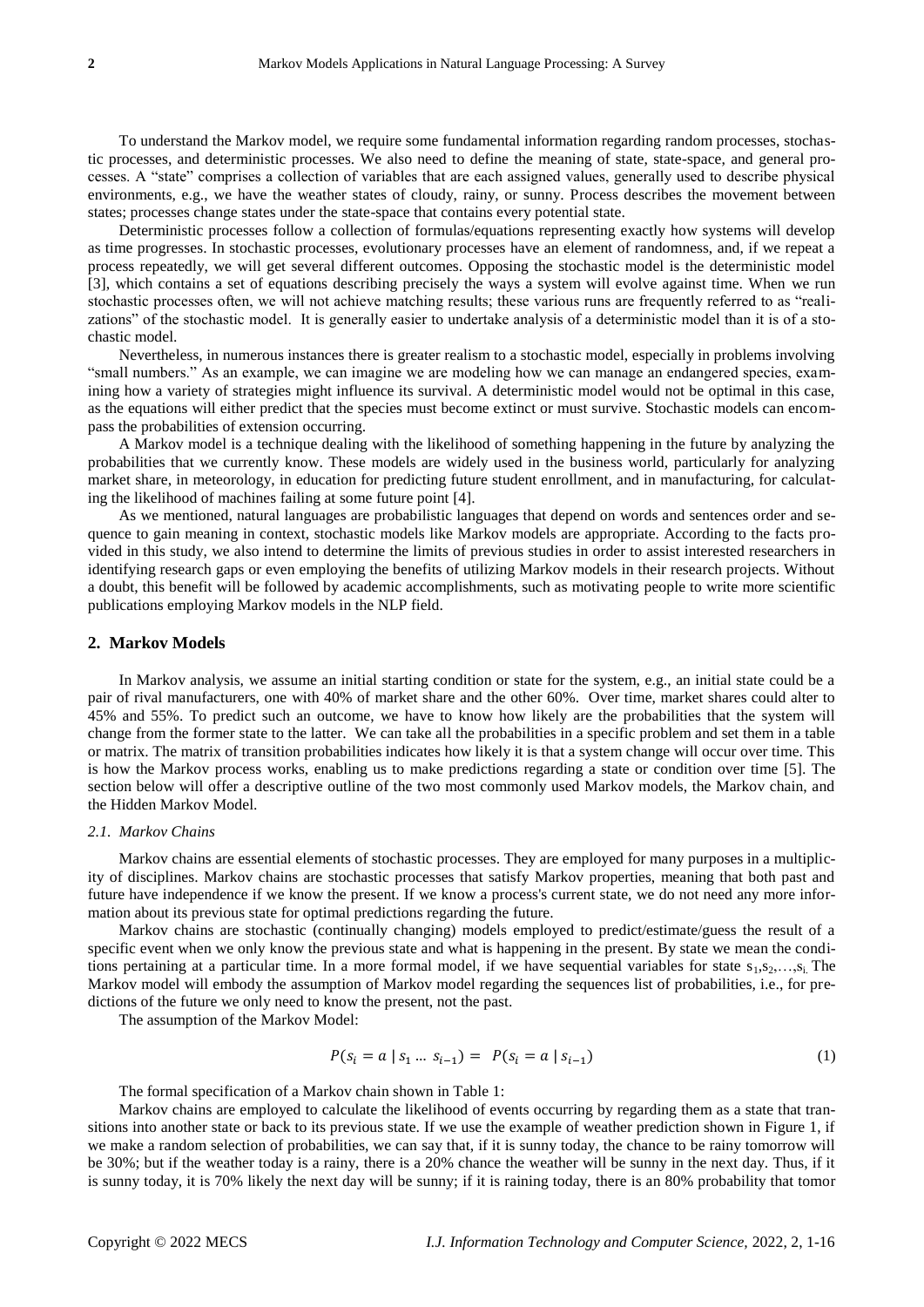To understand the Markov model, we require some fundamental information regarding random processes, stochastic processes, and deterministic processes. We also need to define the meaning of state, state-space, and general processes. A "state" comprises a collection of variables that are each assigned values, generally used to describe physical environments, e.g., we have the weather states of cloudy, rainy, or sunny. Process describes the movement between states; processes change states under the state-space that contains every potential state.

Deterministic processes follow a collection of formulas/equations representing exactly how systems will develop as time progresses. In stochastic processes, evolutionary processes have an element of randomness, and, if we repeat a process repeatedly, we will get several different outcomes. Opposing the stochastic model is the deterministic model [3], which contains a set of equations describing precisely the ways a system will evolve against time. When we run stochastic processes often, we will not achieve matching results; these various runs are frequently referred to as "realizations" of the stochastic model. It is generally easier to undertake analysis of a deterministic model than it is of a stochastic model.

Nevertheless, in numerous instances there is greater realism to a stochastic model, especially in problems involving "small numbers." As an example, we can imagine we are modeling how we can manage an endangered species, examining how a variety of strategies might influence its survival. A deterministic model would not be optimal in this case, as the equations will either predict that the species must become extinct or must survive. Stochastic models can encompass the probabilities of extension occurring.

A Markov model is a technique dealing with the likelihood of something happening in the future by analyzing the probabilities that we currently know. These models are widely used in the business world, particularly for analyzing market share, in meteorology, in education for predicting future student enrollment, and in manufacturing, for calculating the likelihood of machines failing at some future point [4].

As we mentioned, natural languages are probabilistic languages that depend on words and sentences order and sequence to gain meaning in context, stochastic models like Markov models are appropriate. According to the facts provided in this study, we also intend to determine the limits of previous studies in order to assist interested researchers in identifying research gaps or even employing the benefits of utilizing Markov models in their research projects. Without a doubt, this benefit will be followed by academic accomplishments, such as motivating people to write more scientific publications employing Markov models in the NLP field.

## 2. Markov Models

In Markov analysis, we assume an initial starting condition or state for the system, e.g., an initial state could be a pair of rival manufacturers, one with 40% of market share and the other 60%. Over time, market shares could alter to 45% and 55%. To predict such an outcome, we have to know how likely are the probabilities that the system will change from the former state to the latter. We can take all the probabilities in a specific problem and set them in a table or matrix. The matrix of transition probabilities indicates how likely it is that a system change will occur over time. This is how the Markov process works, enabling us to make predictions regarding a state or condition over time [5]. The section below will offer a descriptive outline of the two most commonly used Markov models, the Markov chain, and the Hidden Markov Model.

### *2.1. Markov Chains*

Markov chains are essential elements of stochastic processes. They are employed for many purposes in a multiplicity of disciplines. Markov chains are stochastic processes that satisfy Markov properties, meaning that both past and future have independence if we know the present. If we know a process's current state, we do not need any more information about its previous state for optimal predictions regarding the future.

Markov chains are stochastic (continually changing) models employed to predict/estimate/guess the result of a specific event when we only know the previous state and what is happening in the present. By state we mean the conditions pertaining at a particular time. In a more formal model, if we have sequential variables for state $s_1, s_2, \ldots, s_i$. The Markov model will embody the assumption of Markov model regarding the sequences list of probabilities, i.e., for predictions of the future we only need to know the present, not the past.

The assumption of the Markov Model:

$$P(s_i = a \mid s_1 \ldots s_{i-1}) = P(s_i = a \mid s_{i-1}) \tag{1}$$

The formal specification of a Markov chain shown in Table 1:

Markov chains are employed to calculate the likelihood of events occurring by regarding them as a state that transitions into another state or back to its previous state. If we use the example of weather prediction shown in Figure 1, if we make a random selection of probabilities, we can say that, if it is sunny today, the chance to be rainy tomorrow will be 30%; but if the weather today is a rainy, there is a 20% chance the weather will be sunny in the next day. Thus, if it is sunny today, it is 70% likely the next day will be sunny; if it is raining today, there is an 80% probability that tomor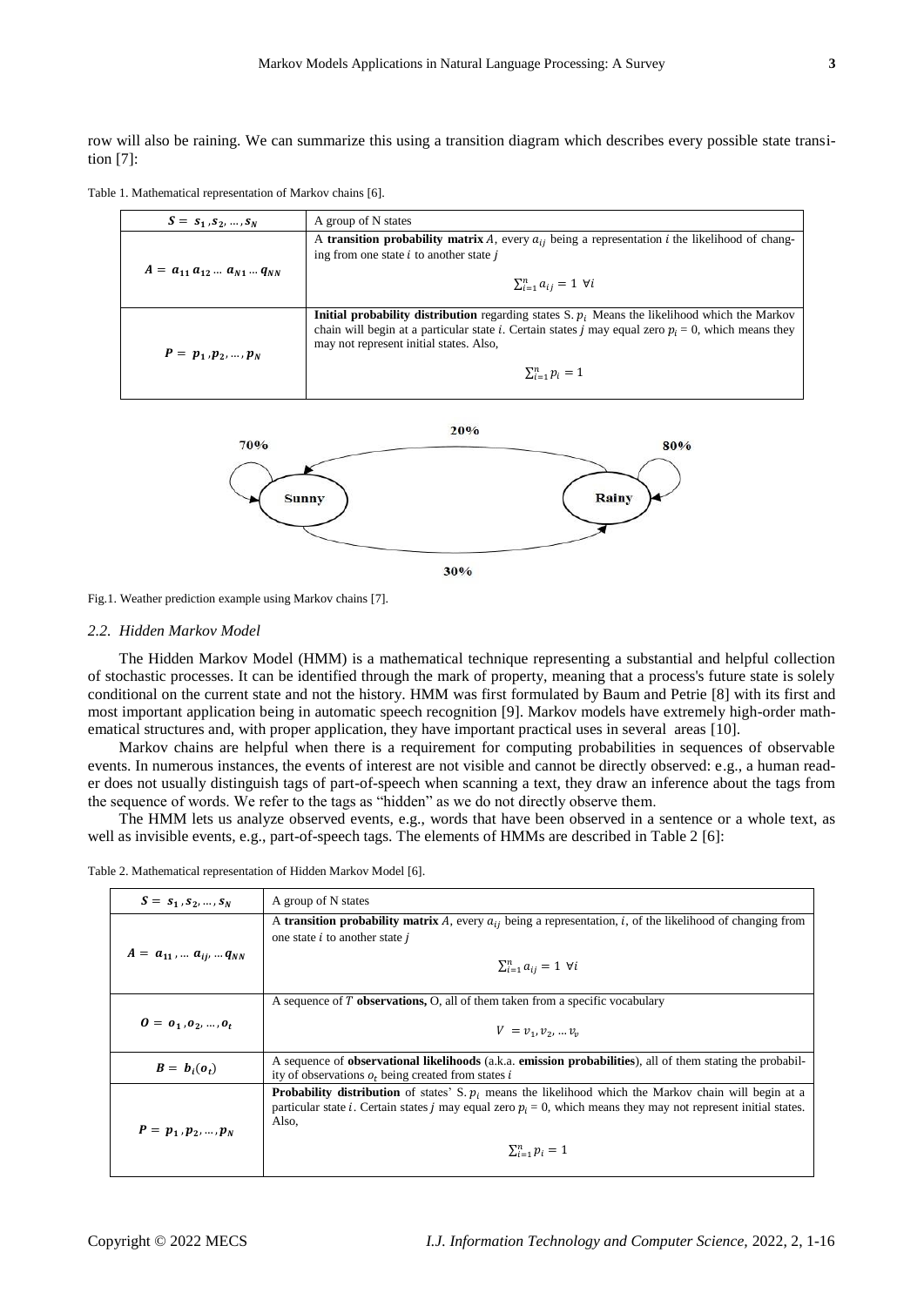row will also be raining. We can summarize this using a transition diagram which describes every possible state transition [7]:

Table 1. Mathematical representation of Markov chains [6].

| | |
|---|---|
| $S = s_1, s_2, \dots, s_N$ | A group of N states |
| $A = a_{11}\, a_{12} \dots a_{N1} \dots q_{NN}$ | A **transition probability matrix** $A$, every $a_{ij}$ being a representation $i$ the likelihood of changing from one state $i$ to another state $j$ $$\sum_{i=1}^{n} a_{ij} = 1 \;\; \forall i$$ |
| $P = p_1, p_2, \dots, p_N$ | **Initial probability distribution** regarding states S. $p_i$ Means the likelihood which the Markov chain will begin at a particular state $i$. Certain states $j$ may equal zero $p_i = 0$, which means they may not represent initial states. Also, $$\sum_{i=1}^{n} p_i = 1$$ |

Fig.1. Weather prediction example using Markov chains [7].

### 2.2. Hidden Markov Model

The Hidden Markov Model (HMM) is a mathematical technique representing a substantial and helpful collection of stochastic processes. It can be identified through the mark of property, meaning that a process's future state is solely conditional on the current state and not the history. HMM was first formulated by Baum and Petrie [8] with its first and most important application being in automatic speech recognition [9]. Markov models have extremely high-order mathematical structures and, with proper application, they have important practical uses in several areas [10].

Markov chains are helpful when there is a requirement for computing probabilities in sequences of observable events. In numerous instances, the events of interest are not visible and cannot be directly observed: e.g., a human reader does not usually distinguish tags of part-of-speech when scanning a text, they draw an inference about the tags from the sequence of words. We refer to the tags as "hidden" as we do not directly observe them.

The HMM lets us analyze observed events, e.g., words that have been observed in a sentence or a whole text, as well as invisible events, e.g., part-of-speech tags. The elements of HMMs are described in Table 2 [6]:

Table 2. Mathematical representation of Hidden Markov Model [6].

| | |
|---|---|
| $S = s_1, s_2, \dots, s_N$ | A group of N states |
| $A = a_{11}, \dots a_{ij}, \dots q_{NN}$ | A **transition probability matrix** $A$, every $a_{ij}$ being a representation, $i$, of the likelihood of changing from one state $i$ to another state $j$ $$\sum_{i=1}^{n} a_{ij} = 1 \;\; \forall i$$ |
| $O = o_1, o_2, \dots, o_t$ | A sequence of $T$ **observations,** O, all of them taken from a specific vocabulary $$V = v_1, v_2, \dots v_v$$ |
| $B = b_i(o_t)$ | A sequence of **observational likelihoods** (a.k.a. **emission probabilities**), all of them stating the probability of observations $o_t$ being created from states $i$ |
| $P = p_1, p_2, \dots, p_N$ | **Probability distribution** of states' S. $p_i$ means the likelihood which the Markov chain will begin at a particular state $i$. Certain states $j$ may equal zero $p_i = 0$, which means they may not represent initial states. Also, $$\sum_{i=1}^{n} p_i = 1$$ |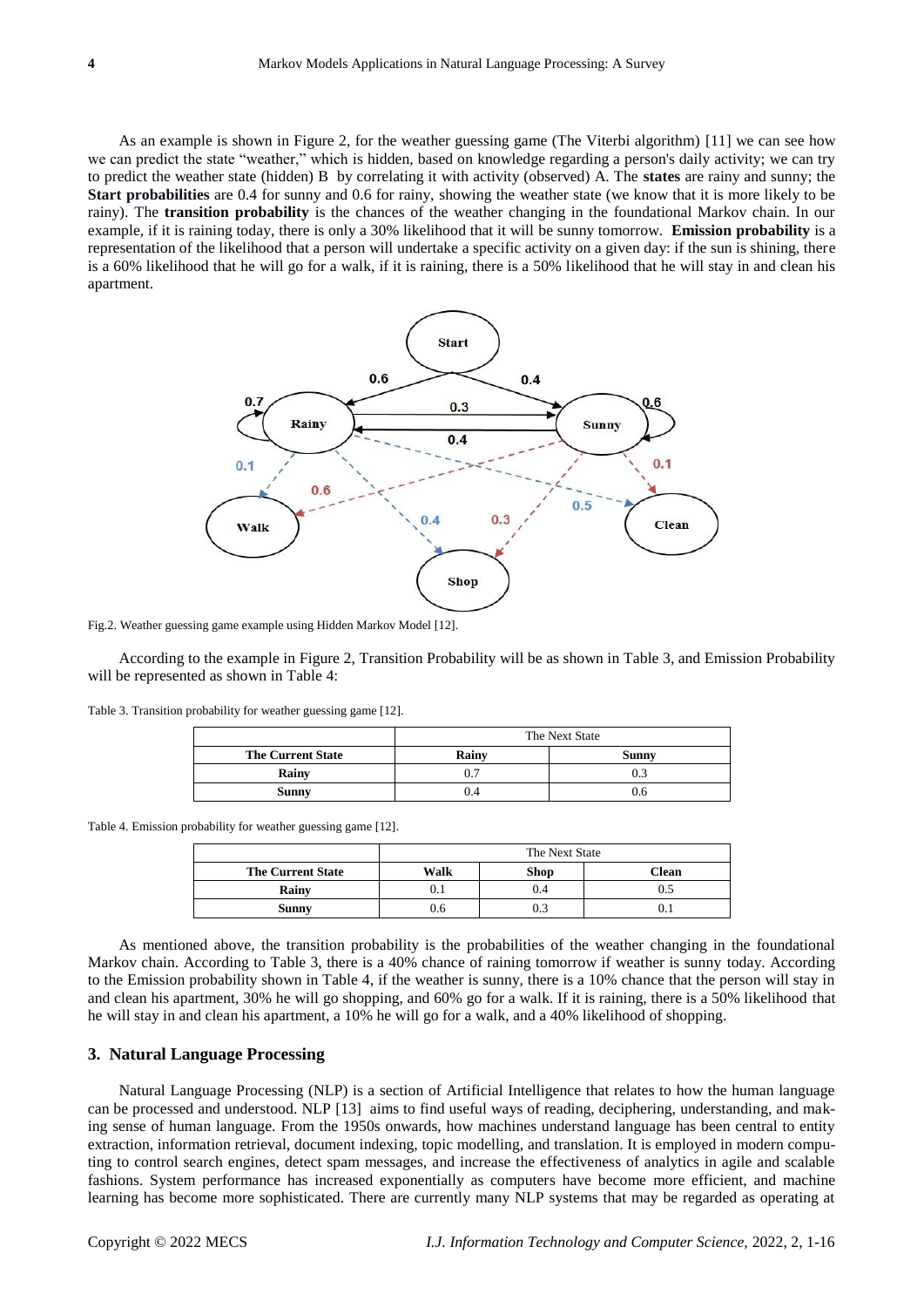As an example is shown in Figure 2, for the weather guessing game (The Viterbi algorithm) [11] we can see how we can predict the state "weather," which is hidden, based on knowledge regarding a person's daily activity; we can try to predict the weather state (hidden) B by correlating it with activity (observed) A. The **states** are rainy and sunny; the **Start probabilities** are 0.4 for sunny and 0.6 for rainy, showing the weather state (we know that it is more likely to be rainy). The **transition probability** is the chances of the weather changing in the foundational Markov chain. In our example, if it is raining today, there is only a 30% likelihood that it will be sunny tomorrow. **Emission probability** is a representation of the likelihood that a person will undertake a specific activity on a given day: if the sun is shining, there is a 60% likelihood that he will go for a walk, if it is raining, there is a 50% likelihood that he will stay in and clean his apartment.

Fig.2. Weather guessing game example using Hidden Markov Model [12].

According to the example in Figure 2, Transition Probability will be as shown in Table 3, and Emission Probability will be represented as shown in Table 4:

Table 3. Transition probability for weather guessing game [12].

| | The Next State | |
|---|---|---|
| **The Current State** | **Rainy** | **Sunny** |
| **Rainy** | 0.7 | 0.3 |
| **Sunny** | 0.4 | 0.6 |

Table 4. Emission probability for weather guessing game [12].

| | The Next State | | |
|---|---|---|---|
| **The Current State** | **Walk** | **Shop** | **Clean** |
| **Rainy** | 0.1 | 0.4 | 0.5 |
| **Sunny** | 0.6 | 0.3 | 0.1 |

As mentioned above, the transition probability is the probabilities of the weather changing in the foundational Markov chain. According to Table 3, there is a 40% chance of raining tomorrow if weather is sunny today. According to the Emission probability shown in Table 4, if the weather is sunny, there is a 10% chance that the person will stay in and clean his apartment, 30% he will go shopping, and 60% go for a walk. If it is raining, there is a 50% likelihood that he will stay in and clean his apartment, a 10% he will go for a walk, and a 40% likelihood of shopping.

## 3. Natural Language Processing

Natural Language Processing (NLP) is a section of Artificial Intelligence that relates to how the human language can be processed and understood. NLP [13] aims to find useful ways of reading, deciphering, understanding, and making sense of human language. From the 1950s onwards, how machines understand language has been central to entity extraction, information retrieval, document indexing, topic modelling, and translation. It is employed in modern computing to control search engines, detect spam messages, and increase the effectiveness of analytics in agile and scalable fashions. System performance has increased exponentially as computers have become more efficient, and machine learning has become more sophisticated. There are currently many NLP systems that may be regarded as operating at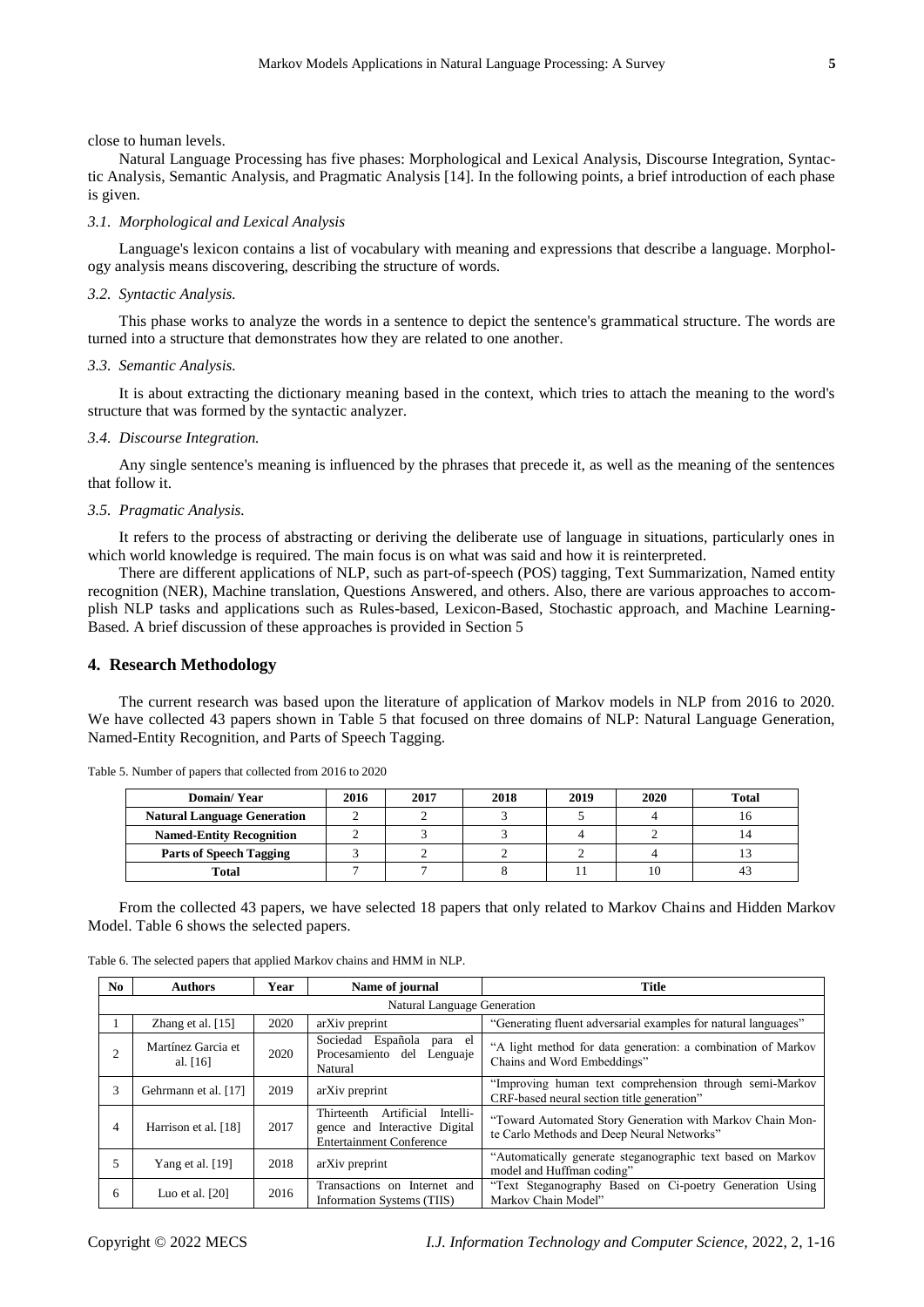close to human levels.

Natural Language Processing has five phases: Morphological and Lexical Analysis, Discourse Integration, Syntactic Analysis, Semantic Analysis, and Pragmatic Analysis [14]. In the following points, a brief introduction of each phase is given.

### *3.1. Morphological and Lexical Analysis*

Language's lexicon contains a list of vocabulary with meaning and expressions that describe a language. Morphology analysis means discovering, describing the structure of words.

### *3.2. Syntactic Analysis.*

This phase works to analyze the words in a sentence to depict the sentence's grammatical structure. The words are turned into a structure that demonstrates how they are related to one another.

### *3.3. Semantic Analysis.*

It is about extracting the dictionary meaning based in the context, which tries to attach the meaning to the word's structure that was formed by the syntactic analyzer.

### *3.4. Discourse Integration.*

Any single sentence's meaning is influenced by the phrases that precede it, as well as the meaning of the sentences that follow it.

### *3.5. Pragmatic Analysis.*

It refers to the process of abstracting or deriving the deliberate use of language in situations, particularly ones in which world knowledge is required. The main focus is on what was said and how it is reinterpreted.

There are different applications of NLP, such as part-of-speech (POS) tagging, Text Summarization, Named entity recognition (NER), Machine translation, Questions Answered, and others. Also, there are various approaches to accomplish NLP tasks and applications such as Rules-based, Lexicon-Based, Stochastic approach, and Machine Learning-Based. A brief discussion of these approaches is provided in Section 5

## 4. Research Methodology

The current research was based upon the literature of application of Markov models in NLP from 2016 to 2020. We have collected 43 papers shown in Table 5 that focused on three domains of NLP: Natural Language Generation, Named-Entity Recognition, and Parts of Speech Tagging.

Table 5. Number of papers that collected from 2016 to 2020

| Domain/ Year | 2016 | 2017 | 2018 | 2019 | 2020 | Total |
|---|---|---|---|---|---|---|
| **Natural Language Generation** | 2 | 2 | 3 | 5 | 4 | 16 |
| **Named-Entity Recognition** | 2 | 3 | 3 | 4 | 2 | 14 |
| **Parts of Speech Tagging** | 3 | 2 | 2 | 2 | 4 | 13 |
| **Total** | 7 | 7 | 8 | 11 | 10 | 43 |

From the collected 43 papers, we have selected 18 papers that only related to Markov Chains and Hidden Markov Model. Table 6 shows the selected papers.

Table 6. The selected papers that applied Markov chains and HMM in NLP.

| No | Authors | Year | Name of journal | Title |
|---|---|---|---|---|
| Natural Language Generation | | | | |
| 1 | Zhang et al. [15] | 2020 | arXiv preprint | "Generating fluent adversarial examples for natural languages" |
| 2 | Martínez Garcia et al. [16] | 2020 | Sociedad Española para el Procesamiento del Lenguaje Natural | "A light method for data generation: a combination of Markov Chains and Word Embeddings" |
| 3 | Gehrmann et al. [17] | 2019 | arXiv preprint | "Improving human text comprehension through semi-Markov CRF-based neural section title generation" |
| 4 | Harrison et al. [18] | 2017 | Thirteenth Artificial Intelligence and Interactive Digital Entertainment Conference | "Toward Automated Story Generation with Markov Chain Monte Carlo Methods and Deep Neural Networks" |
| 5 | Yang et al. [19] | 2018 | arXiv preprint | "Automatically generate steganographic text based on Markov model and Huffman coding" |
| 6 | Luo et al. [20] | 2016 | Transactions on Internet and Information Systems (TIIS) | "Text Steganography Based on Ci-poetry Generation Using Markov Chain Model" |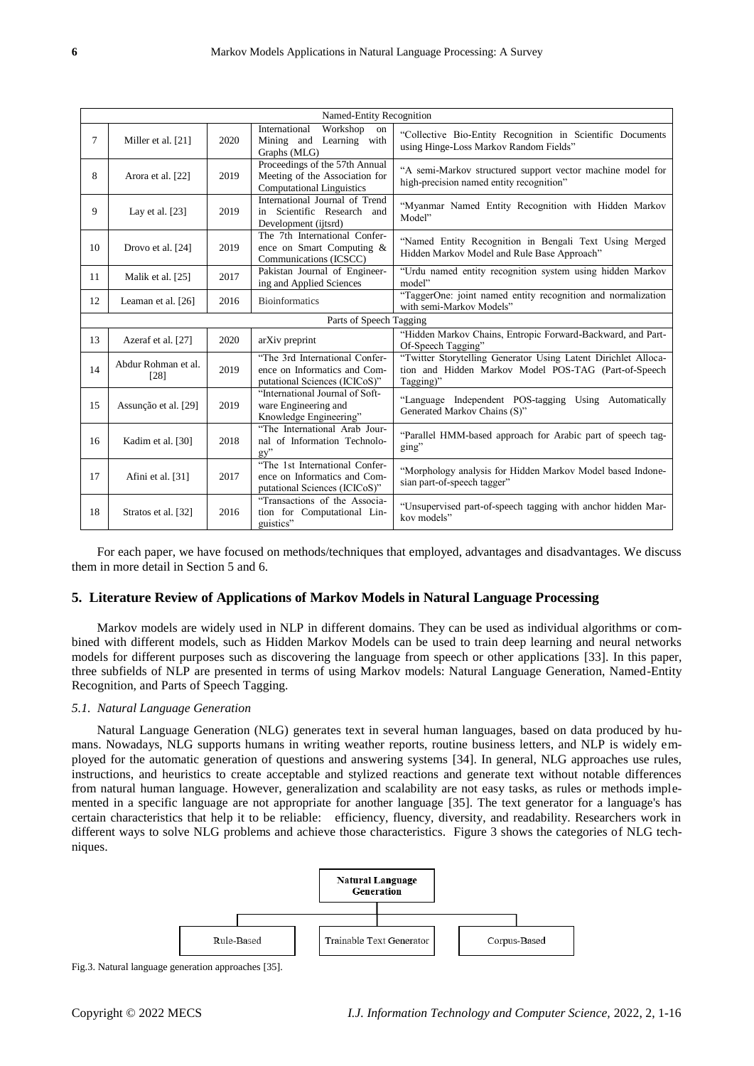| | | | | |
|---|---|---|---|---|
| Named-Entity Recognition | | | | |
| 7 | Miller et al. [21] | 2020 | International Workshop on Mining and Learning with Graphs (MLG) | "Collective Bio-Entity Recognition in Scientific Documents using Hinge-Loss Markov Random Fields" |
| 8 | Arora et al. [22] | 2019 | Proceedings of the 57th Annual Meeting of the Association for Computational Linguistics | "A semi-Markov structured support vector machine model for high-precision named entity recognition" |
| 9 | Lay et al. [23] | 2019 | International Journal of Trend in Scientific Research and Development (ijtsrd) | "Myanmar Named Entity Recognition with Hidden Markov Model" |
| 10 | Drovo et al. [24] | 2019 | The 7th International Conference on Smart Computing & Communications (ICSCC) | "Named Entity Recognition in Bengali Text Using Merged Hidden Markov Model and Rule Base Approach" |
| 11 | Malik et al. [25] | 2017 | Pakistan Journal of Engineering and Applied Sciences | "Urdu named entity recognition system using hidden Markov model" |
| 12 | Leaman et al. [26] | 2016 | Bioinformatics | "TaggerOne: joint named entity recognition and normalization with semi-Markov Models" |
| Parts of Speech Tagging | | | | |
| 13 | Azeraf et al. [27] | 2020 | arXiv preprint | "Hidden Markov Chains, Entropic Forward-Backward, and Part-Of-Speech Tagging" |
| 14 | Abdur Rohman et al. [28] | 2019 | "The 3rd International Conference on Informatics and Computational Sciences (ICICoS)" | "Twitter Storytelling Generator Using Latent Dirichlet Allocation and Hidden Markov Model POS-TAG (Part-of-Speech Tagging)" |
| 15 | Assunção et al. [29] | 2019 | "International Journal of Software Engineering and Knowledge Engineering" | "Language Independent POS-tagging Using Automatically Generated Markov Chains (S)" |
| 16 | Kadim et al. [30] | 2018 | "The International Arab Journal of Information Technology" | "Parallel HMM-based approach for Arabic part of speech tagging" |
| 17 | Afini et al. [31] | 2017 | "The 1st International Conference on Informatics and Computational Sciences (ICICoS)" | "Morphology analysis for Hidden Markov Model based Indonesian part-of-speech tagger" |
| 18 | Stratos et al. [32] | 2016 | "Transactions of the Association for Computational Linguistics" | "Unsupervised part-of-speech tagging with anchor hidden Markov models" |

For each paper, we have focused on methods/techniques that employed, advantages and disadvantages. We discuss them in more detail in Section 5 and 6.

## 5. Literature Review of Applications of Markov Models in Natural Language Processing

Markov models are widely used in NLP in different domains. They can be used as individual algorithms or combined with different models, such as Hidden Markov Models can be used to train deep learning and neural networks models for different purposes such as discovering the language from speech or other applications [33]. In this paper, three subfields of NLP are presented in terms of using Markov models: Natural Language Generation, Named-Entity Recognition, and Parts of Speech Tagging.

### *5.1. Natural Language Generation*

Natural Language Generation (NLG) generates text in several human languages, based on data produced by humans. Nowadays, NLG supports humans in writing weather reports, routine business letters, and NLP is widely employed for the automatic generation of questions and answering systems [34]. In general, NLG approaches use rules, instructions, and heuristics to create acceptable and stylized reactions and generate text without notable differences from natural human language. However, generalization and scalability are not easy tasks, as rules or methods implemented in a specific language are not appropriate for another language [35]. The text generator for a language's has certain characteristics that help it to be reliable: efficiency, fluency, diversity, and readability. Researchers work in different ways to solve NLG problems and achieve those characteristics. Figure 3 shows the categories of NLG techniques.

Natural Language Generation

Rule-Based | Trainable Text Generator | Corpus-Based

Fig.3. Natural language generation approaches [35].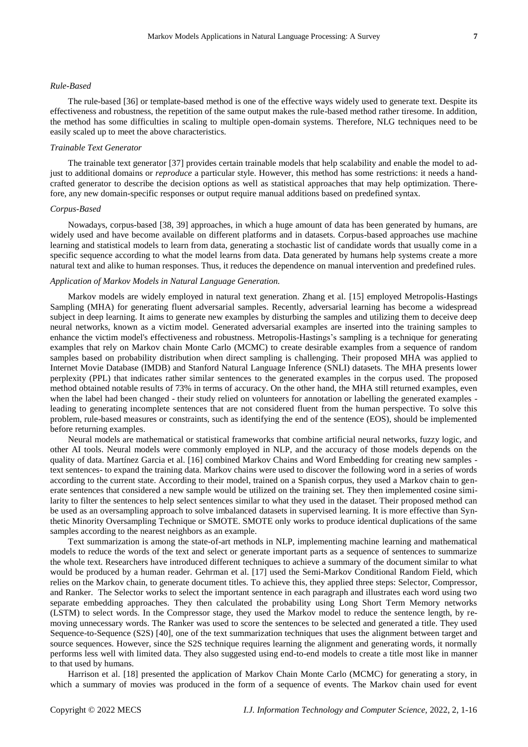*Rule-Based*

The rule-based [36] or template-based method is one of the effective ways widely used to generate text. Despite its effectiveness and robustness, the repetition of the same output makes the rule-based method rather tiresome. In addition, the method has some difficulties in scaling to multiple open-domain systems. Therefore, NLG techniques need to be easily scaled up to meet the above characteristics.

*Trainable Text Generator*

The trainable text generator [37] provides certain trainable models that help scalability and enable the model to adjust to additional domains or *reproduce* a particular style. However, this method has some restrictions: it needs a handcrafted generator to describe the decision options as well as statistical approaches that may help optimization. Therefore, any new domain-specific responses or output require manual additions based on predefined syntax.

*Corpus-Based*

Nowadays, corpus-based [38, 39] approaches, in which a huge amount of data has been generated by humans, are widely used and have become available on different platforms and in datasets. Corpus-based approaches use machine learning and statistical models to learn from data, generating a stochastic list of candidate words that usually come in a specific sequence according to what the model learns from data. Data generated by humans help systems create a more natural text and alike to human responses. Thus, it reduces the dependence on manual intervention and predefined rules.

*Application of Markov Models in Natural Language Generation.*

Markov models are widely employed in natural text generation. Zhang et al. [15] employed Metropolis-Hastings Sampling (MHA) for generating fluent adversarial samples. Recently, adversarial learning has become a widespread subject in deep learning. It aims to generate new examples by disturbing the samples and utilizing them to deceive deep neural networks, known as a victim model. Generated adversarial examples are inserted into the training samples to enhance the victim model's effectiveness and robustness. Metropolis-Hastings's sampling is a technique for generating examples that rely on Markov chain Monte Carlo (MCMC) to create desirable examples from a sequence of random samples based on probability distribution when direct sampling is challenging. Their proposed MHA was applied to Internet Movie Database (IMDB) and Stanford Natural Language Inference (SNLI) datasets. The MHA presents lower perplexity (PPL) that indicates rather similar sentences to the generated examples in the corpus used. The proposed method obtained notable results of 73% in terms of accuracy. On the other hand, the MHA still returned examples, even when the label had been changed - their study relied on volunteers for annotation or labelling the generated examples - leading to generating incomplete sentences that are not considered fluent from the human perspective. To solve this problem, rule-based measures or constraints, such as identifying the end of the sentence (EOS), should be implemented before returning examples.

Neural models are mathematical or statistical frameworks that combine artificial neural networks, fuzzy logic, and other AI tools. Neural models were commonly employed in NLP, and the accuracy of those models depends on the quality of data. Martínez Garcia et al. [16] combined Markov Chains and Word Embedding for creating new samples - text sentences- to expand the training data. Markov chains were used to discover the following word in a series of words according to the current state. According to their model, trained on a Spanish corpus, they used a Markov chain to generate sentences that considered a new sample would be utilized on the training set. They then implemented cosine similarity to filter the sentences to help select sentences similar to what they used in the dataset. Their proposed method can be used as an oversampling approach to solve imbalanced datasets in supervised learning. It is more effective than Synthetic Minority Oversampling Technique or SMOTE. SMOTE only works to produce identical duplications of the same samples according to the nearest neighbors as an example.

Text summarization is among the state-of-art methods in NLP, implementing machine learning and mathematical models to reduce the words of the text and select or generate important parts as a sequence of sentences to summarize the whole text. Researchers have introduced different techniques to achieve a summary of the document similar to what would be produced by a human reader. Gehrman et al. [17] used the Semi-Markov Conditional Random Field, which relies on the Markov chain, to generate document titles. To achieve this, they applied three steps: Selector, Compressor, and Ranker. The Selector works to select the important sentence in each paragraph and illustrates each word using two separate embedding approaches. They then calculated the probability using Long Short Term Memory networks (LSTM) to select words. In the Compressor stage, they used the Markov model to reduce the sentence length, by removing unnecessary words. The Ranker was used to score the sentences to be selected and generated a title. They used Sequence-to-Sequence (S2S) [40], one of the text summarization techniques that uses the alignment between target and source sequences. However, since the S2S technique requires learning the alignment and generating words, it normally performs less well with limited data. They also suggested using end-to-end models to create a title most like in manner to that used by humans.

Harrison et al. [18] presented the application of Markov Chain Monte Carlo (MCMC) for generating a story, in which a summary of movies was produced in the form of a sequence of events. The Markov chain used for event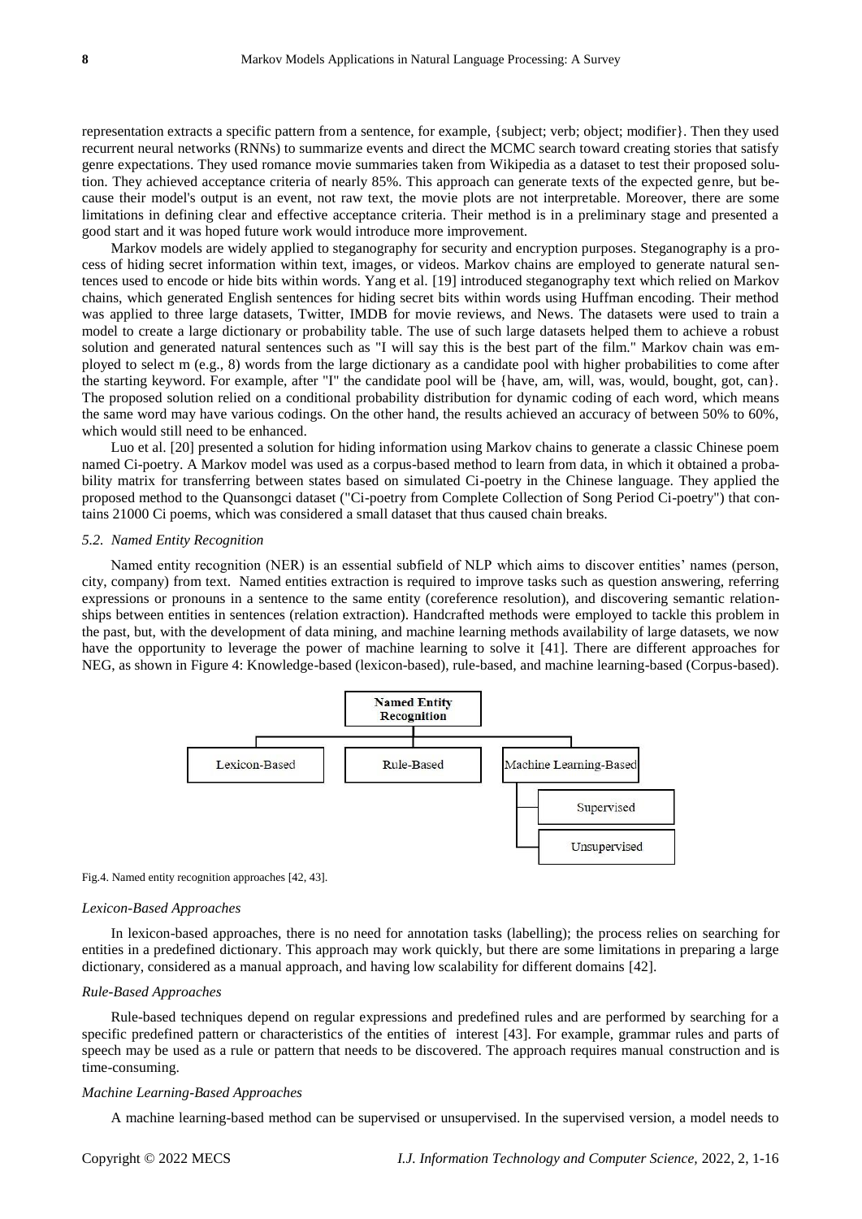representation extracts a specific pattern from a sentence, for example, {subject; verb; object; modifier}. Then they used recurrent neural networks (RNNs) to summarize events and direct the MCMC search toward creating stories that satisfy genre expectations. They used romance movie summaries taken from Wikipedia as a dataset to test their proposed solution. They achieved acceptance criteria of nearly 85%. This approach can generate texts of the expected genre, but because their model's output is an event, not raw text, the movie plots are not interpretable. Moreover, there are some limitations in defining clear and effective acceptance criteria. Their method is in a preliminary stage and presented a good start and it was hoped future work would introduce more improvement.

Markov models are widely applied to steganography for security and encryption purposes. Steganography is a process of hiding secret information within text, images, or videos. Markov chains are employed to generate natural sentences used to encode or hide bits within words. Yang et al. [19] introduced steganography text which relied on Markov chains, which generated English sentences for hiding secret bits within words using Huffman encoding. Their method was applied to three large datasets, Twitter, IMDB for movie reviews, and News. The datasets were used to train a model to create a large dictionary or probability table. The use of such large datasets helped them to achieve a robust solution and generated natural sentences such as "I will say this is the best part of the film." Markov chain was employed to select m (e.g., 8) words from the large dictionary as a candidate pool with higher probabilities to come after the starting keyword. For example, after "I" the candidate pool will be {have, am, will, was, would, bought, got, can}. The proposed solution relied on a conditional probability distribution for dynamic coding of each word, which means the same word may have various codings. On the other hand, the results achieved an accuracy of between 50% to 60%, which would still need to be enhanced.

Luo et al. [20] presented a solution for hiding information using Markov chains to generate a classic Chinese poem named Ci-poetry. A Markov model was used as a corpus-based method to learn from data, in which it obtained a probability matrix for transferring between states based on simulated Ci-poetry in the Chinese language. They applied the proposed method to the Quansongci dataset ("Ci-poetry from Complete Collection of Song Period Ci-poetry") that contains 21000 Ci poems, which was considered a small dataset that thus caused chain breaks.

### *5.2. Named Entity Recognition*

Named entity recognition (NER) is an essential subfield of NLP which aims to discover entities' names (person, city, company) from text. Named entities extraction is required to improve tasks such as question answering, referring expressions or pronouns in a sentence to the same entity (coreference resolution), and discovering semantic relationships between entities in sentences (relation extraction). Handcrafted methods were employed to tackle this problem in the past, but, with the development of data mining, and machine learning methods availability of large datasets, we now have the opportunity to leverage the power of machine learning to solve it [41]. There are different approaches for NEG, as shown in Figure 4: Knowledge-based (lexicon-based), rule-based, and machine learning-based (Corpus-based).

- **Named Entity Recognition**
  - Lexicon-Based
  - Rule-Based
  - Machine Learning-Based
    - Supervised
    - Unsupervised

Fig.4. Named entity recognition approaches [42, 43].

#### *Lexicon-Based Approaches*

In lexicon-based approaches, there is no need for annotation tasks (labelling); the process relies on searching for entities in a predefined dictionary. This approach may work quickly, but there are some limitations in preparing a large dictionary, considered as a manual approach, and having low scalability for different domains [42].

#### *Rule-Based Approaches*

Rule-based techniques depend on regular expressions and predefined rules and are performed by searching for a specific predefined pattern or characteristics of the entities of interest [43]. For example, grammar rules and parts of speech may be used as a rule or pattern that needs to be discovered. The approach requires manual construction and is time-consuming.

#### *Machine Learning-Based Approaches*

A machine learning-based method can be supervised or unsupervised. In the supervised version, a model needs to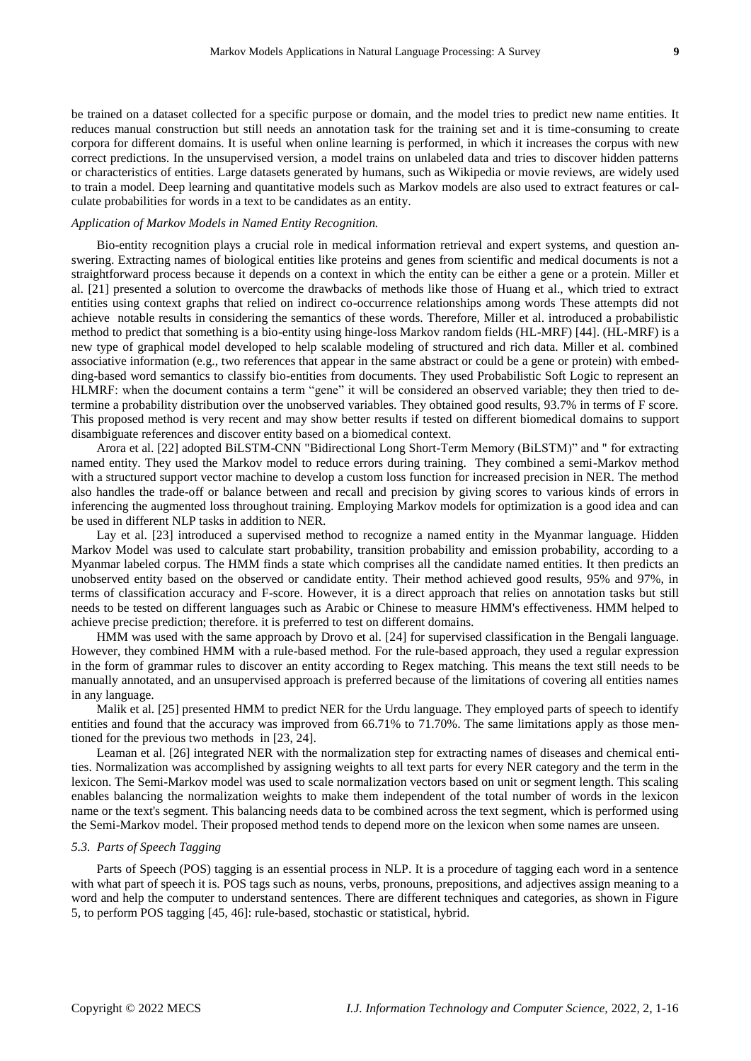be trained on a dataset collected for a specific purpose or domain, and the model tries to predict new name entities. It reduces manual construction but still needs an annotation task for the training set and it is time-consuming to create corpora for different domains. It is useful when online learning is performed, in which it increases the corpus with new correct predictions. In the unsupervised version, a model trains on unlabeled data and tries to discover hidden patterns or characteristics of entities. Large datasets generated by humans, such as Wikipedia or movie reviews, are widely used to train a model. Deep learning and quantitative models such as Markov models are also used to extract features or calculate probabilities for words in a text to be candidates as an entity.

*Application of Markov Models in Named Entity Recognition.*

Bio-entity recognition plays a crucial role in medical information retrieval and expert systems, and question answering. Extracting names of biological entities like proteins and genes from scientific and medical documents is not a straightforward process because it depends on a context in which the entity can be either a gene or a protein. Miller et al. [21] presented a solution to overcome the drawbacks of methods like those of Huang et al., which tried to extract entities using context graphs that relied on indirect co-occurrence relationships among words These attempts did not achieve notable results in considering the semantics of these words. Therefore, Miller et al. introduced a probabilistic method to predict that something is a bio-entity using hinge-loss Markov random fields (HL-MRF) [44]. (HL-MRF) is a new type of graphical model developed to help scalable modeling of structured and rich data. Miller et al. combined associative information (e.g., two references that appear in the same abstract or could be a gene or protein) with embedding-based word semantics to classify bio-entities from documents. They used Probabilistic Soft Logic to represent an HLMRF: when the document contains a term "gene" it will be considered an observed variable; they then tried to determine a probability distribution over the unobserved variables. They obtained good results, 93.7% in terms of F score. This proposed method is very recent and may show better results if tested on different biomedical domains to support disambiguate references and discover entity based on a biomedical context.

Arora et al. [22] adopted BiLSTM-CNN "Bidirectional Long Short-Term Memory (BiLSTM)" and " for extracting named entity. They used the Markov model to reduce errors during training. They combined a semi-Markov method with a structured support vector machine to develop a custom loss function for increased precision in NER. The method also handles the trade-off or balance between and recall and precision by giving scores to various kinds of errors in inferencing the augmented loss throughout training. Employing Markov models for optimization is a good idea and can be used in different NLP tasks in addition to NER.

Lay et al. [23] introduced a supervised method to recognize a named entity in the Myanmar language. Hidden Markov Model was used to calculate start probability, transition probability and emission probability, according to a Myanmar labeled corpus. The HMM finds a state which comprises all the candidate named entities. It then predicts an unobserved entity based on the observed or candidate entity. Their method achieved good results, 95% and 97%, in terms of classification accuracy and F-score. However, it is a direct approach that relies on annotation tasks but still needs to be tested on different languages such as Arabic or Chinese to measure HMM's effectiveness. HMM helped to achieve precise prediction; therefore. it is preferred to test on different domains.

HMM was used with the same approach by Drovo et al. [24] for supervised classification in the Bengali language. However, they combined HMM with a rule-based method. For the rule-based approach, they used a regular expression in the form of grammar rules to discover an entity according to Regex matching. This means the text still needs to be manually annotated, and an unsupervised approach is preferred because of the limitations of covering all entities names in any language.

Malik et al. [25] presented HMM to predict NER for the Urdu language. They employed parts of speech to identify entities and found that the accuracy was improved from 66.71% to 71.70%. The same limitations apply as those mentioned for the previous two methods in [23, 24].

Leaman et al. [26] integrated NER with the normalization step for extracting names of diseases and chemical entities. Normalization was accomplished by assigning weights to all text parts for every NER category and the term in the lexicon. The Semi-Markov model was used to scale normalization vectors based on unit or segment length. This scaling enables balancing the normalization weights to make them independent of the total number of words in the lexicon name or the text's segment. This balancing needs data to be combined across the text segment, which is performed using the Semi-Markov model. Their proposed method tends to depend more on the lexicon when some names are unseen.

### *5.3. Parts of Speech Tagging*

Parts of Speech (POS) tagging is an essential process in NLP. It is a procedure of tagging each word in a sentence with what part of speech it is. POS tags such as nouns, verbs, pronouns, prepositions, and adjectives assign meaning to a word and help the computer to understand sentences. There are different techniques and categories, as shown in Figure 5, to perform POS tagging [45, 46]: rule-based, stochastic or statistical, hybrid.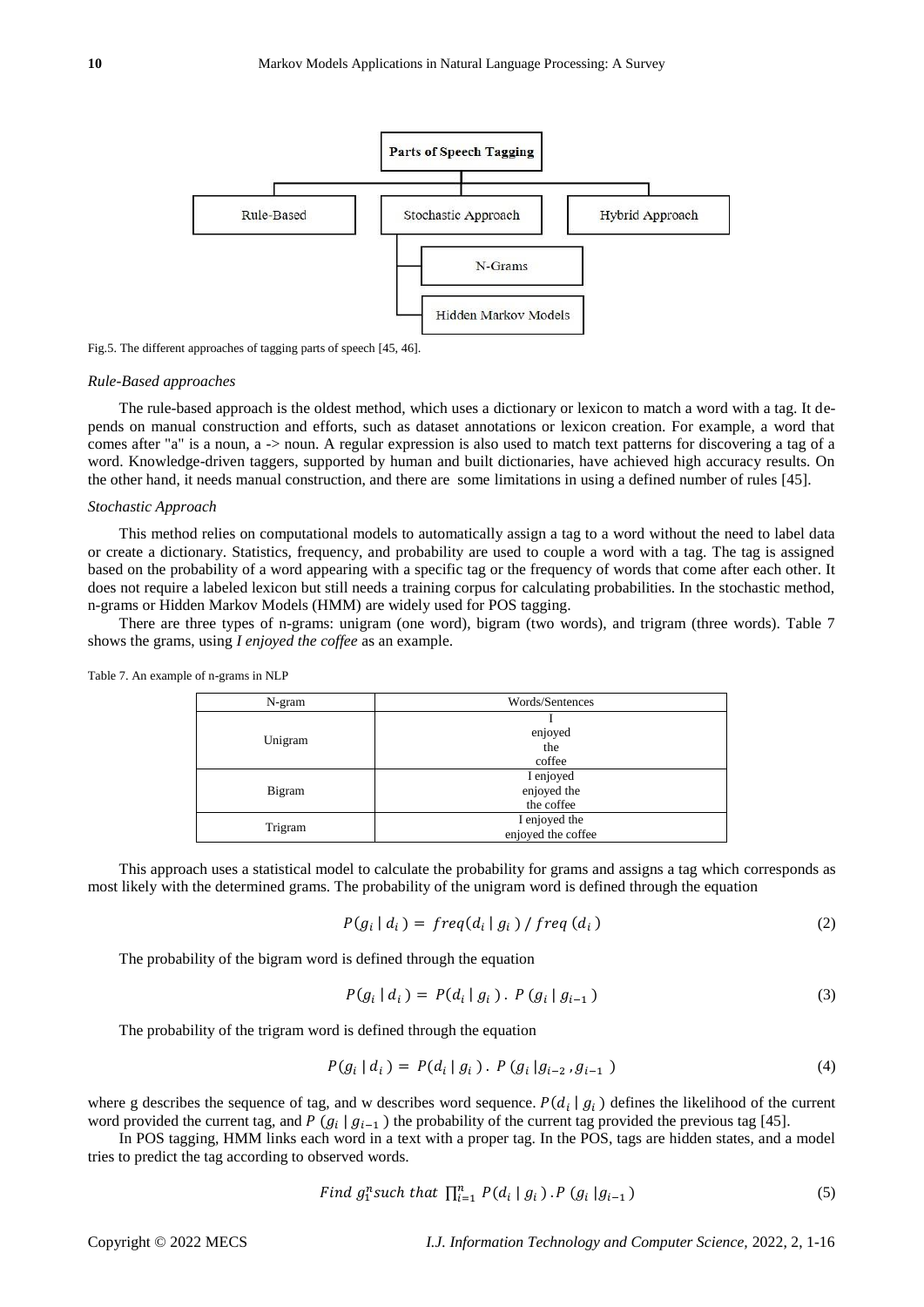Fig.5. The different approaches of tagging parts of speech [45, 46].

*Rule-Based approaches*

The rule-based approach is the oldest method, which uses a dictionary or lexicon to match a word with a tag. It depends on manual construction and efforts, such as dataset annotations or lexicon creation. For example, a word that comes after "a" is a noun, a -> noun. A regular expression is also used to match text patterns for discovering a tag of a word. Knowledge-driven taggers, supported by human and built dictionaries, have achieved high accuracy results. On the other hand, it needs manual construction, and there are some limitations in using a defined number of rules [45].

*Stochastic Approach*

This method relies on computational models to automatically assign a tag to a word without the need to label data or create a dictionary. Statistics, frequency, and probability are used to couple a word with a tag. The tag is assigned based on the probability of a word appearing with a specific tag or the frequency of words that come after each other. It does not require a labeled lexicon but still needs a training corpus for calculating probabilities. In the stochastic method, n-grams or Hidden Markov Models (HMM) are widely used for POS tagging.

There are three types of n-grams: unigram (one word), bigram (two words), and trigram (three words). Table 7 shows the grams, using *I enjoyed the coffee* as an example.

Table 7. An example of n-grams in NLP

| N-gram | Words/Sentences |
|---|---|
| Unigram | I<br>enjoyed<br>the<br>coffee |
| Bigram | I enjoyed<br>enjoyed the<br>the coffee |
| Trigram | I enjoyed the<br>enjoyed the coffee |

This approach uses a statistical model to calculate the probability for grams and assigns a tag which corresponds as most likely with the determined grams. The probability of the unigram word is defined through the equation

$$P(g_i \mid d_i) = freq(d_i \mid g_i) \,/\, freq\,(d_i) \tag{2}$$

The probability of the bigram word is defined through the equation

$$P(g_i \mid d_i) = P(d_i \mid g_i)\,.\; P\,(g_i \mid g_{i-1}) \tag{3}$$

The probability of the trigram word is defined through the equation

$$P(g_i \mid d_i) = P(d_i \mid g_i)\,.\; P\,(g_i \mid g_{i-2}\,, g_{i-1}) \tag{4}$$

where g describes the sequence of tag, and w describes word sequence. $P(d_i \mid g_i)$ defines the likelihood of the current word provided the current tag, and $P\,(g_i \mid g_{i-1})$ the probability of the current tag provided the previous tag [45].

In POS tagging, HMM links each word in a text with a proper tag. In the POS, tags are hidden states, and a model tries to predict the tag according to observed words.

$$Find\ g_1^n such\ that\ \prod_{i=1}^{n} P(d_i \mid g_i)\,.\, P\,(g_i \mid g_{i-1}) \tag{5}$$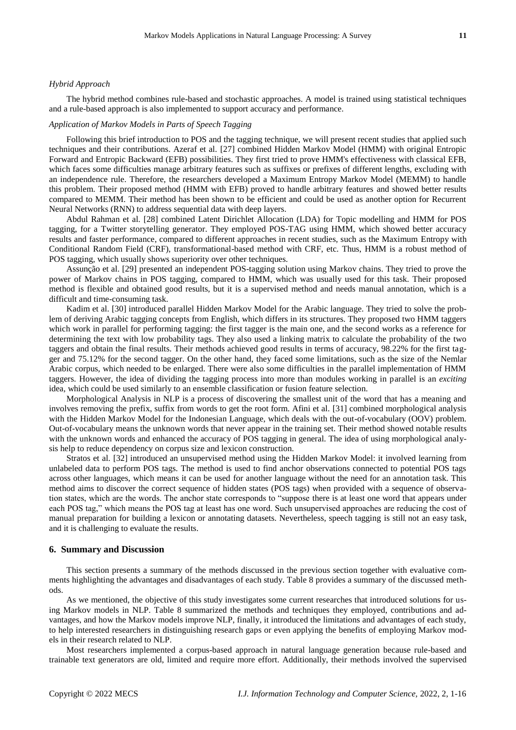*Hybrid Approach*

The hybrid method combines rule-based and stochastic approaches. A model is trained using statistical techniques and a rule-based approach is also implemented to support accuracy and performance.

*Application of Markov Models in Parts of Speech Tagging*

Following this brief introduction to POS and the tagging technique, we will present recent studies that applied such techniques and their contributions. Azeraf et al. [27] combined Hidden Markov Model (HMM) with original Entropic Forward and Entropic Backward (EFB) possibilities. They first tried to prove HMM's effectiveness with classical EFB, which faces some difficulties manage arbitrary features such as suffixes or prefixes of different lengths, excluding with an independence rule. Therefore, the researchers developed a Maximum Entropy Markov Model (MEMM) to handle this problem. Their proposed method (HMM with EFB) proved to handle arbitrary features and showed better results compared to MEMM. Their method has been shown to be efficient and could be used as another option for Recurrent Neural Networks (RNN) to address sequential data with deep layers.

Abdul Rahman et al. [28] combined Latent Dirichlet Allocation (LDA) for Topic modelling and HMM for POS tagging, for a Twitter storytelling generator. They employed POS-TAG using HMM, which showed better accuracy results and faster performance, compared to different approaches in recent studies, such as the Maximum Entropy with Conditional Random Field (CRF), transformational-based method with CRF, etc. Thus, HMM is a robust method of POS tagging, which usually shows superiority over other techniques.

Assunção et al. [29] presented an independent POS-tagging solution using Markov chains. They tried to prove the power of Markov chains in POS tagging, compared to HMM, which was usually used for this task. Their proposed method is flexible and obtained good results, but it is a supervised method and needs manual annotation, which is a difficult and time-consuming task.

Kadim et al. [30] introduced parallel Hidden Markov Model for the Arabic language. They tried to solve the problem of deriving Arabic tagging concepts from English, which differs in its structures. They proposed two HMM taggers which work in parallel for performing tagging: the first tagger is the main one, and the second works as a reference for determining the text with low probability tags. They also used a linking matrix to calculate the probability of the two taggers and obtain the final results. Their methods achieved good results in terms of accuracy, 98.22% for the first tagger and 75.12% for the second tagger. On the other hand, they faced some limitations, such as the size of the Nemlar Arabic corpus, which needed to be enlarged. There were also some difficulties in the parallel implementation of HMM taggers. However, the idea of dividing the tagging process into more than modules working in parallel is an *exciting* idea, which could be used similarly to an ensemble classification or fusion feature selection.

Morphological Analysis in NLP is a process of discovering the smallest unit of the word that has a meaning and involves removing the prefix, suffix from words to get the root form. Afini et al. [31] combined morphological analysis with the Hidden Markov Model for the Indonesian Language, which deals with the out-of-vocabulary (OOV) problem. Out-of-vocabulary means the unknown words that never appear in the training set. Their method showed notable results with the unknown words and enhanced the accuracy of POS tagging in general. The idea of using morphological analysis help to reduce dependency on corpus size and lexicon construction.

Stratos et al. [32] introduced an unsupervised method using the Hidden Markov Model: it involved learning from unlabeled data to perform POS tags. The method is used to find anchor observations connected to potential POS tags across other languages, which means it can be used for another language without the need for an annotation task. This method aims to discover the correct sequence of hidden states (POS tags) when provided with a sequence of observation states, which are the words. The anchor state corresponds to "suppose there is at least one word that appears under each POS tag," which means the POS tag at least has one word. Such unsupervised approaches are reducing the cost of manual preparation for building a lexicon or annotating datasets. Nevertheless, speech tagging is still not an easy task, and it is challenging to evaluate the results.

## 6. Summary and Discussion

This section presents a summary of the methods discussed in the previous section together with evaluative comments highlighting the advantages and disadvantages of each study. Table 8 provides a summary of the discussed methods.

As we mentioned, the objective of this study investigates some current researches that introduced solutions for using Markov models in NLP. Table 8 summarized the methods and techniques they employed, contributions and advantages, and how the Markov models improve NLP, finally, it introduced the limitations and advantages of each study, to help interested researchers in distinguishing research gaps or even applying the benefits of employing Markov models in their research related to NLP.

Most researchers implemented a corpus-based approach in natural language generation because rule-based and trainable text generators are old, limited and require more effort. Additionally, their methods involved the supervised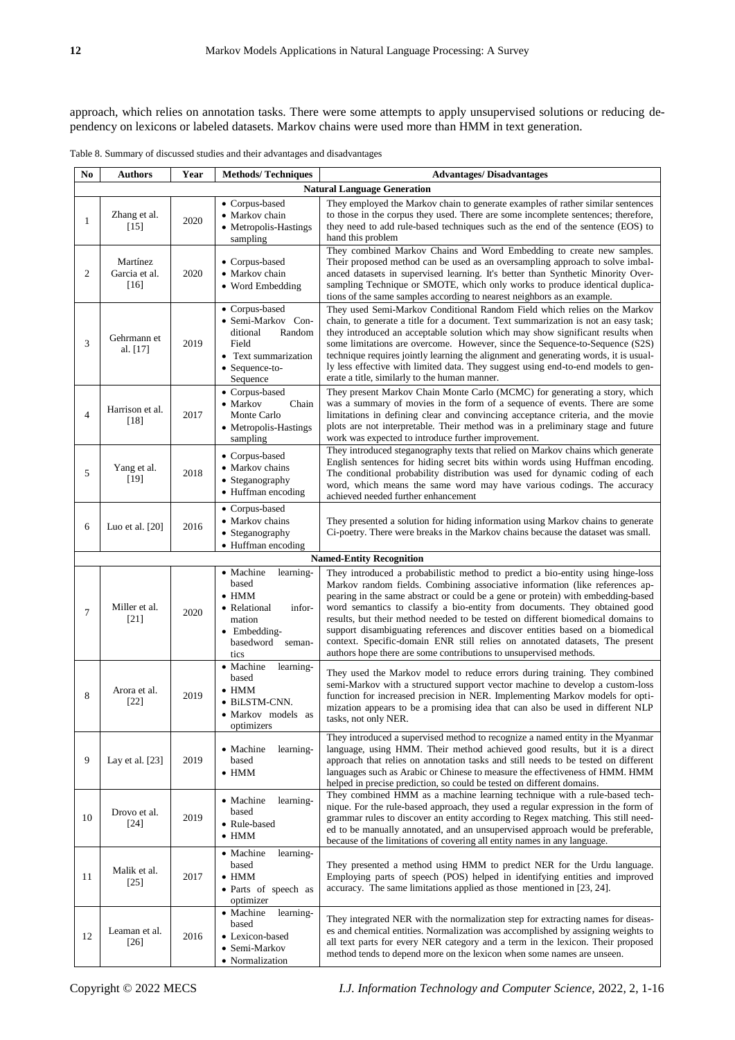approach, which relies on annotation tasks. There were some attempts to apply unsupervised solutions or reducing dependency on lexicons or labeled datasets. Markov chains were used more than HMM in text generation.

Table 8. Summary of discussed studies and their advantages and disadvantages

| No | Authors | Year | Methods/ Techniques | Advantages/ Disadvantages |
|---|---|---|---|---|
| **Natural Language Generation** | | | | |
| 1 | Zhang et al. [15] | 2020 | • Corpus-based<br>• Markov chain<br>• Metropolis-Hastings sampling | They employed the Markov chain to generate examples of rather similar sentences to those in the corpus they used. There are some incomplete sentences; therefore, they need to add rule-based techniques such as the end of the sentence (EOS) to hand this problem |
| 2 | Martínez Garcia et al. [16] | 2020 | • Corpus-based<br>• Markov chain<br>• Word Embedding | They combined Markov Chains and Word Embedding to create new samples. Their proposed method can be used as an oversampling approach to solve imbalanced datasets in supervised learning. It's better than Synthetic Minority Oversampling Technique or SMOTE, which only works to produce identical duplications of the same samples according to nearest neighbors as an example. |
| 3 | Gehrmann et al. [17] | 2019 | • Corpus-based<br>• Semi-Markov Conditional Random Field<br>• Text summarization<br>• Sequence-to-Sequence | They used Semi-Markov Conditional Random Field which relies on the Markov chain, to generate a title for a document. Text summarization is not an easy task; they introduced an acceptable solution which may show significant results when some limitations are overcome. However, since the Sequence-to-Sequence (S2S) technique requires jointly learning the alignment and generating words, it is usually less effective with limited data. They suggest using end-to-end models to generate a title, similarly to the human manner. |
| 4 | Harrison et al. [18] | 2017 | • Corpus-based<br>• Markov Chain Monte Carlo<br>• Metropolis-Hastings sampling | They present Markov Chain Monte Carlo (MCMC) for generating a story, which was a summary of movies in the form of a sequence of events. There are some limitations in defining clear and convincing acceptance criteria, and the movie plots are not interpretable. Their method was in a preliminary stage and future work was expected to introduce further improvement. |
| 5 | Yang et al. [19] | 2018 | • Corpus-based<br>• Markov chains<br>• Steganography<br>• Huffman encoding | They introduced steganography texts that relied on Markov chains which generate English sentences for hiding secret bits within words using Huffman encoding. The conditional probability distribution was used for dynamic coding of each word, which means the same word may have various codings. The accuracy achieved needed further enhancement |
| 6 | Luo et al. [20] | 2016 | • Corpus-based<br>• Markov chains<br>• Steganography<br>• Huffman encoding | They presented a solution for hiding information using Markov chains to generate Ci-poetry. There were breaks in the Markov chains because the dataset was small. |
| **Named-Entity Recognition** | | | | |
| 7 | Miller et al. [21] | 2020 | • Machine learning-based<br>• HMM<br>• Relational information<br>• Embedding-basedword semantics | They introduced a probabilistic method to predict a bio-entity using hinge-loss Markov random fields. Combining associative information (like references appearing in the same abstract or could be a gene or protein) with embedding-based word semantics to classify a bio-entity from documents. They obtained good results, but their method needed to be tested on different biomedical domains to support disambiguating references and discover entities based on a biomedical context. Specific-domain ENR still relies on annotated datasets, The present authors hope there are some contributions to unsupervised methods. |
| 8 | Arora et al. [22] | 2019 | • Machine learning-based<br>• HMM<br>• BiLSTM-CNN.<br>• Markov models as optimizers | They used the Markov model to reduce errors during training. They combined semi-Markov with a structured support vector machine to develop a custom-loss function for increased precision in NER. Implementing Markov models for optimization appears to be a promising idea that can also be used in different NLP tasks, not only NER. |
| 9 | Lay et al. [23] | 2019 | • Machine learning-based<br>• HMM | They introduced a supervised method to recognize a named entity in the Myanmar language, using HMM. Their method achieved good results, but it is a direct approach that relies on annotation tasks and still needs to be tested on different languages such as Arabic or Chinese to measure the effectiveness of HMM. HMM helped in precise prediction, so could be tested on different domains. |
| 10 | Drovo et al. [24] | 2019 | • Machine learning-based<br>• Rule-based<br>• HMM | They combined HMM as a machine learning technique with a rule-based technique. For the rule-based approach, they used a regular expression in the form of grammar rules to discover an entity according to Regex matching. This still needed to be manually annotated, and an unsupervised approach would be preferable, because of the limitations of covering all entity names in any language. |
| 11 | Malik et al. [25] | 2017 | • Machine learning-based<br>• HMM<br>• Parts of speech as optimizer | They presented a method using HMM to predict NER for the Urdu language. Employing parts of speech (POS) helped in identifying entities and improved accuracy. The same limitations applied as those mentioned in [23, 24]. |
| 12 | Leaman et al. [26] | 2016 | • Machine learning-based<br>• Lexicon-based<br>• Semi-Markov<br>• Normalization | They integrated NER with the normalization step for extracting names for diseases and chemical entities. Normalization was accomplished by assigning weights to all text parts for every NER category and a term in the lexicon. Their proposed method tends to depend more on the lexicon when some names are unseen. |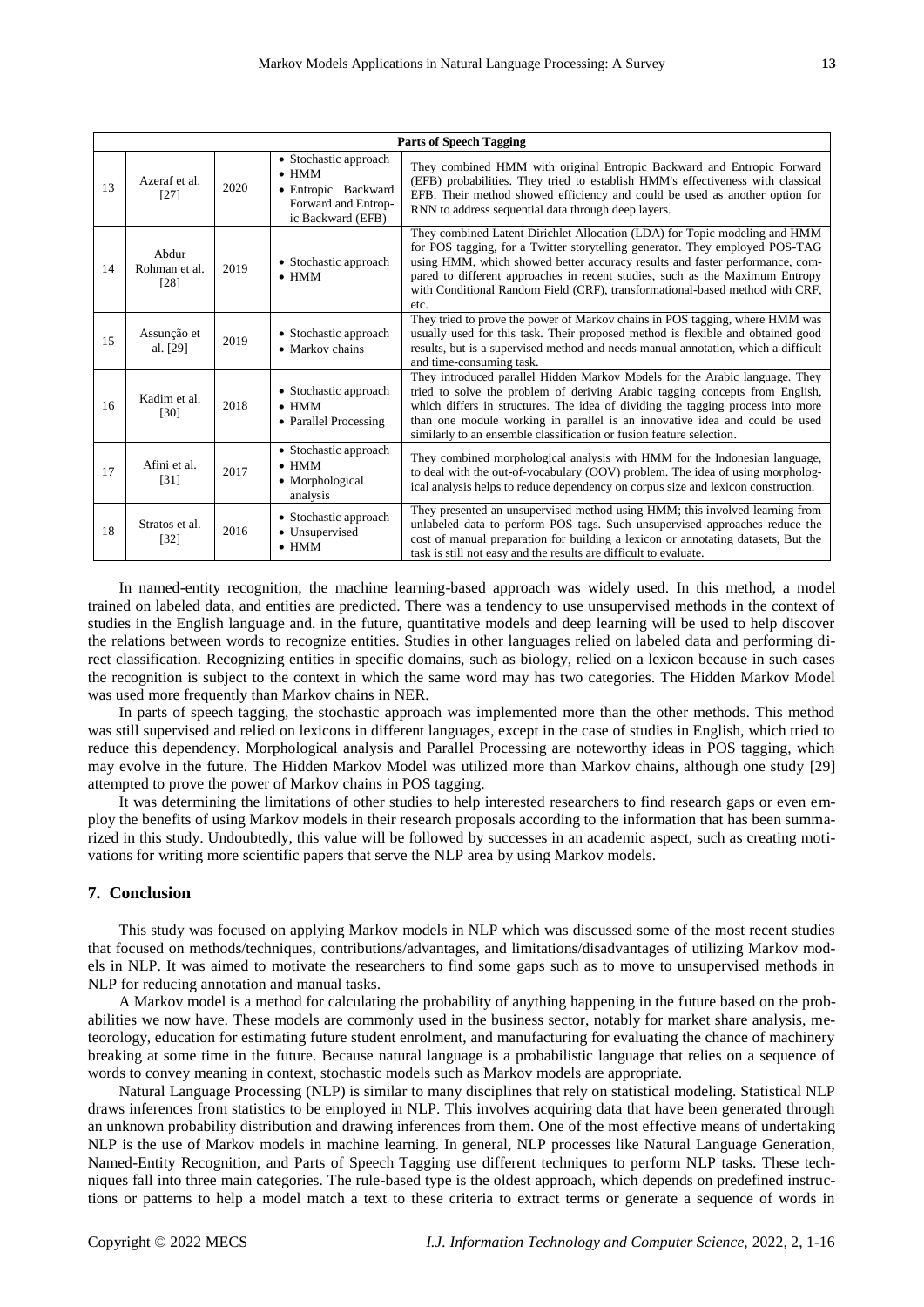| Parts of Speech Tagging | | | | |
|---|---|---|---|---|
| 13 | Azeraf et al. [27] | 2020 | • Stochastic approach<br>• HMM<br>• Entropic Backward Forward and Entropic Backward (EFB) | They combined HMM with original Entropic Backward and Entropic Forward (EFB) probabilities. They tried to establish HMM's effectiveness with classical EFB. Their method showed efficiency and could be used as another option for RNN to address sequential data through deep layers. |
| 14 | Abdur Rohman et al. [28] | 2019 | • Stochastic approach<br>• HMM | They combined Latent Dirichlet Allocation (LDA) for Topic modeling and HMM for POS tagging, for a Twitter storytelling generator. They employed POS-TAG using HMM, which showed better accuracy results and faster performance, compared to different approaches in recent studies, such as the Maximum Entropy with Conditional Random Field (CRF), transformational-based method with CRF, etc. |
| 15 | Assunção et al. [29] | 2019 | • Stochastic approach<br>• Markov chains | They tried to prove the power of Markov chains in POS tagging, where HMM was usually used for this task. Their proposed method is flexible and obtained good results, but is a supervised method and needs manual annotation, which a difficult and time-consuming task. |
| 16 | Kadim et al. [30] | 2018 | • Stochastic approach<br>• HMM<br>• Parallel Processing | They introduced parallel Hidden Markov Models for the Arabic language. They tried to solve the problem of deriving Arabic tagging concepts from English, which differs in structures. The idea of dividing the tagging process into more than one module working in parallel is an innovative idea and could be used similarly to an ensemble classification or fusion feature selection. |
| 17 | Afini et al. [31] | 2017 | • Stochastic approach<br>• HMM<br>• Morphological analysis | They combined morphological analysis with HMM for the Indonesian language, to deal with the out-of-vocabulary (OOV) problem. The idea of using morphological analysis helps to reduce dependency on corpus size and lexicon construction. |
| 18 | Stratos et al. [32] | 2016 | • Stochastic approach<br>• Unsupervised<br>• HMM | They presented an unsupervised method using HMM; this involved learning from unlabeled data to perform POS tags. Such unsupervised approaches reduce the cost of manual preparation for building a lexicon or annotating datasets, But the task is still not easy and the results are difficult to evaluate. |

In named-entity recognition, the machine learning-based approach was widely used. In this method, a model trained on labeled data, and entities are predicted. There was a tendency to use unsupervised methods in the context of studies in the English language and. in the future, quantitative models and deep learning will be used to help discover the relations between words to recognize entities. Studies in other languages relied on labeled data and performing direct classification. Recognizing entities in specific domains, such as biology, relied on a lexicon because in such cases the recognition is subject to the context in which the same word may has two categories. The Hidden Markov Model was used more frequently than Markov chains in NER.

In parts of speech tagging, the stochastic approach was implemented more than the other methods. This method was still supervised and relied on lexicons in different languages, except in the case of studies in English, which tried to reduce this dependency. Morphological analysis and Parallel Processing are noteworthy ideas in POS tagging, which may evolve in the future. The Hidden Markov Model was utilized more than Markov chains, although one study [29] attempted to prove the power of Markov chains in POS tagging.

It was determining the limitations of other studies to help interested researchers to find research gaps or even employ the benefits of using Markov models in their research proposals according to the information that has been summarized in this study. Undoubtedly, this value will be followed by successes in an academic aspect, such as creating motivations for writing more scientific papers that serve the NLP area by using Markov models.

## 7. Conclusion

This study was focused on applying Markov models in NLP which was discussed some of the most recent studies that focused on methods/techniques, contributions/advantages, and limitations/disadvantages of utilizing Markov models in NLP. It was aimed to motivate the researchers to find some gaps such as to move to unsupervised methods in NLP for reducing annotation and manual tasks.

A Markov model is a method for calculating the probability of anything happening in the future based on the probabilities we now have. These models are commonly used in the business sector, notably for market share analysis, meteorology, education for estimating future student enrolment, and manufacturing for evaluating the chance of machinery breaking at some time in the future. Because natural language is a probabilistic language that relies on a sequence of words to convey meaning in context, stochastic models such as Markov models are appropriate.

Natural Language Processing (NLP) is similar to many disciplines that rely on statistical modeling. Statistical NLP draws inferences from statistics to be employed in NLP. This involves acquiring data that have been generated through an unknown probability distribution and drawing inferences from them. One of the most effective means of undertaking NLP is the use of Markov models in machine learning. In general, NLP processes like Natural Language Generation, Named-Entity Recognition, and Parts of Speech Tagging use different techniques to perform NLP tasks. These techniques fall into three main categories. The rule-based type is the oldest approach, which depends on predefined instructions or patterns to help a model match a text to these criteria to extract terms or generate a sequence of words in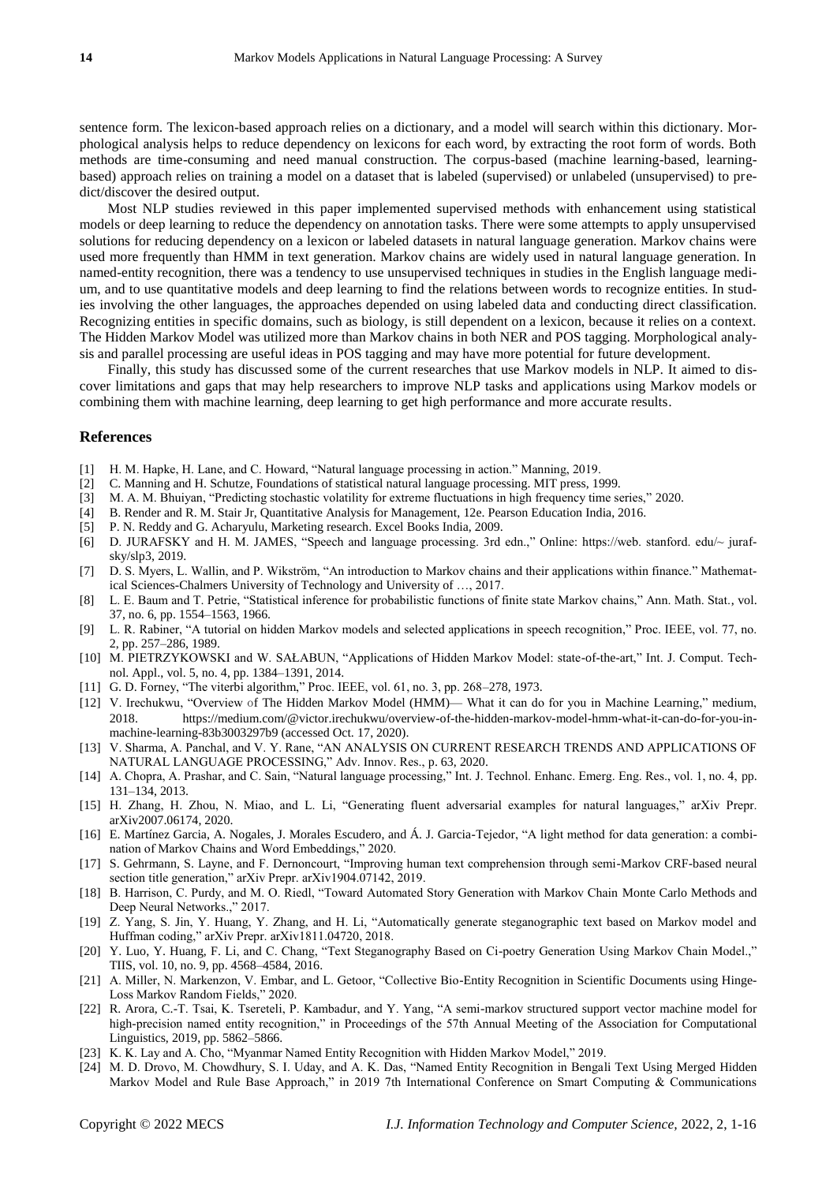sentence form. The lexicon-based approach relies on a dictionary, and a model will search within this dictionary. Morphological analysis helps to reduce dependency on lexicons for each word, by extracting the root form of words. Both methods are time-consuming and need manual construction. The corpus-based (machine learning-based, learning-based) approach relies on training a model on a dataset that is labeled (supervised) or unlabeled (unsupervised) to predict/discover the desired output.

Most NLP studies reviewed in this paper implemented supervised methods with enhancement using statistical models or deep learning to reduce the dependency on annotation tasks. There were some attempts to apply unsupervised solutions for reducing dependency on a lexicon or labeled datasets in natural language generation. Markov chains were used more frequently than HMM in text generation. Markov chains are widely used in natural language generation. In named-entity recognition, there was a tendency to use unsupervised techniques in studies in the English language medium, and to use quantitative models and deep learning to find the relations between words to recognize entities. In studies involving the other languages, the approaches depended on using labeled data and conducting direct classification. Recognizing entities in specific domains, such as biology, is still dependent on a lexicon, because it relies on a context. The Hidden Markov Model was utilized more than Markov chains in both NER and POS tagging. Morphological analysis and parallel processing are useful ideas in POS tagging and may have more potential for future development.

Finally, this study has discussed some of the current researches that use Markov models in NLP. It aimed to discover limitations and gaps that may help researchers to improve NLP tasks and applications using Markov models or combining them with machine learning, deep learning to get high performance and more accurate results.

## References

[1] H. M. Hapke, H. Lane, and C. Howard, "Natural language processing in action." Manning, 2019.

[2] C. Manning and H. Schutze, Foundations of statistical natural language processing. MIT press, 1999.

[3] M. A. M. Bhuiyan, "Predicting stochastic volatility for extreme fluctuations in high frequency time series," 2020.

[4] B. Render and R. M. Stair Jr, Quantitative Analysis for Management, 12e. Pearson Education India, 2016.

[5] P. N. Reddy and G. Acharyulu, Marketing research. Excel Books India, 2009.

[6] D. JURAFSKY and H. M. JAMES, "Speech and language processing. 3rd edn.," Online: https://web. stanford. edu/~ jurafsky/slp3, 2019.

[7] D. S. Myers, L. Wallin, and P. Wikström, "An introduction to Markov chains and their applications within finance." Mathematical Sciences-Chalmers University of Technology and University of …, 2017.

[8] L. E. Baum and T. Petrie, "Statistical inference for probabilistic functions of finite state Markov chains," Ann. Math. Stat., vol. 37, no. 6, pp. 1554–1563, 1966.

[9] L. R. Rabiner, "A tutorial on hidden Markov models and selected applications in speech recognition," Proc. IEEE, vol. 77, no. 2, pp. 257–286, 1989.

[10] M. PIETRZYKOWSKI and W. SAŁABUN, "Applications of Hidden Markov Model: state-of-the-art," Int. J. Comput. Technol. Appl., vol. 5, no. 4, pp. 1384–1391, 2014.

[11] G. D. Forney, "The viterbi algorithm," Proc. IEEE, vol. 61, no. 3, pp. 268–278, 1973.

[12] V. Irechukwu, "Overview of The Hidden Markov Model (HMM)— What it can do for you in Machine Learning," medium, 2018. https://medium.com/@victor.irechukwu/overview-of-the-hidden-markov-model-hmm-what-it-can-do-for-you-in-machine-learning-83b3003297b9 (accessed Oct. 17, 2020).

[13] V. Sharma, A. Panchal, and V. Y. Rane, "AN ANALYSIS ON CURRENT RESEARCH TRENDS AND APPLICATIONS OF NATURAL LANGUAGE PROCESSING," Adv. Innov. Res., p. 63, 2020.

[14] A. Chopra, A. Prashar, and C. Sain, "Natural language processing," Int. J. Technol. Enhanc. Emerg. Eng. Res., vol. 1, no. 4, pp. 131–134, 2013.

[15] H. Zhang, H. Zhou, N. Miao, and L. Li, "Generating fluent adversarial examples for natural languages," arXiv Prepr. arXiv2007.06174, 2020.

[16] E. Martínez Garcia, A. Nogales, J. Morales Escudero, and Á. J. Garcia-Tejedor, "A light method for data generation: a combination of Markov Chains and Word Embeddings," 2020.

[17] S. Gehrmann, S. Layne, and F. Dernoncourt, "Improving human text comprehension through semi-Markov CRF-based neural section title generation," arXiv Prepr. arXiv1904.07142, 2019.

[18] B. Harrison, C. Purdy, and M. O. Riedl, "Toward Automated Story Generation with Markov Chain Monte Carlo Methods and Deep Neural Networks.," 2017.

[19] Z. Yang, S. Jin, Y. Huang, Y. Zhang, and H. Li, "Automatically generate steganographic text based on Markov model and Huffman coding," arXiv Prepr. arXiv1811.04720, 2018.

[20] Y. Luo, Y. Huang, F. Li, and C. Chang, "Text Steganography Based on Ci-poetry Generation Using Markov Chain Model.," TIIS, vol. 10, no. 9, pp. 4568–4584, 2016.

[21] A. Miller, N. Markenzon, V. Embar, and L. Getoor, "Collective Bio-Entity Recognition in Scientific Documents using Hinge-Loss Markov Random Fields," 2020.

[22] R. Arora, C.-T. Tsai, K. Tsereteli, P. Kambadur, and Y. Yang, "A semi-markov structured support vector machine model for high-precision named entity recognition," in Proceedings of the 57th Annual Meeting of the Association for Computational Linguistics, 2019, pp. 5862–5866.

[23] K. K. Lay and A. Cho, "Myanmar Named Entity Recognition with Hidden Markov Model," 2019.

[24] M. D. Drovo, M. Chowdhury, S. I. Uday, and A. K. Das, "Named Entity Recognition in Bengali Text Using Merged Hidden Markov Model and Rule Base Approach," in 2019 7th International Conference on Smart Computing & Communications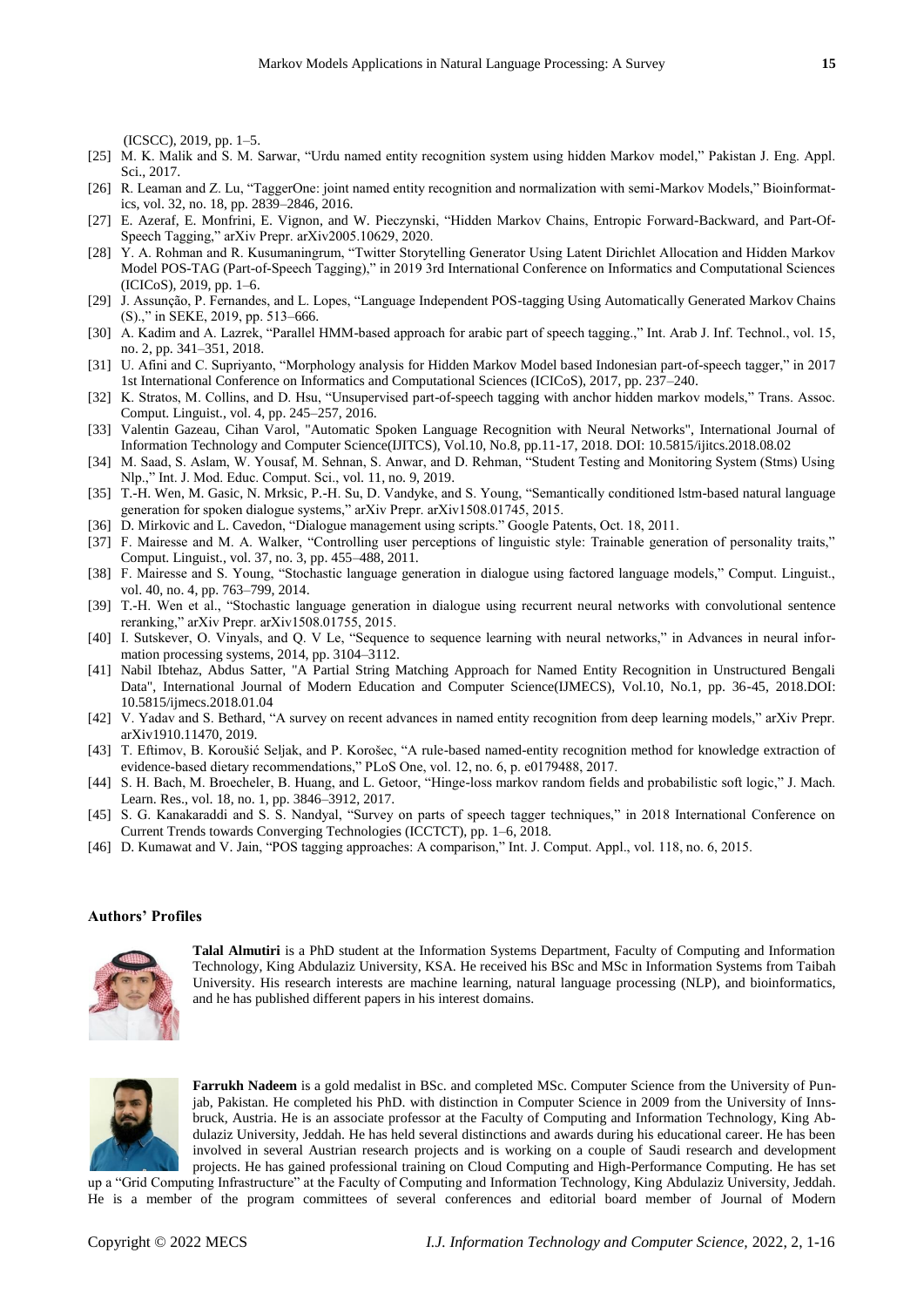(ICSCC), 2019, pp. 1–5.

[25] M. K. Malik and S. M. Sarwar, "Urdu named entity recognition system using hidden Markov model," Pakistan J. Eng. Appl. Sci., 2017.

[26] R. Leaman and Z. Lu, "TaggerOne: joint named entity recognition and normalization with semi-Markov Models," Bioinformatics, vol. 32, no. 18, pp. 2839–2846, 2016.

[27] E. Azeraf, E. Monfrini, E. Vignon, and W. Pieczynski, "Hidden Markov Chains, Entropic Forward-Backward, and Part-Of-Speech Tagging," arXiv Prepr. arXiv2005.10629, 2020.

[28] Y. A. Rohman and R. Kusumaningrum, "Twitter Storytelling Generator Using Latent Dirichlet Allocation and Hidden Markov Model POS-TAG (Part-of-Speech Tagging)," in 2019 3rd International Conference on Informatics and Computational Sciences (ICICoS), 2019, pp. 1–6.

[29] J. Assunção, P. Fernandes, and L. Lopes, "Language Independent POS-tagging Using Automatically Generated Markov Chains (S).," in SEKE, 2019, pp. 513–666.

[30] A. Kadim and A. Lazrek, "Parallel HMM-based approach for arabic part of speech tagging.," Int. Arab J. Inf. Technol., vol. 15, no. 2, pp. 341–351, 2018.

[31] U. Afini and C. Supriyanto, "Morphology analysis for Hidden Markov Model based Indonesian part-of-speech tagger," in 2017 1st International Conference on Informatics and Computational Sciences (ICICoS), 2017, pp. 237–240.

[32] K. Stratos, M. Collins, and D. Hsu, "Unsupervised part-of-speech tagging with anchor hidden markov models," Trans. Assoc. Comput. Linguist., vol. 4, pp. 245–257, 2016.

[33] Valentin Gazeau, Cihan Varol, "Automatic Spoken Language Recognition with Neural Networks", International Journal of Information Technology and Computer Science(IJITCS), Vol.10, No.8, pp.11-17, 2018. DOI: 10.5815/ijitcs.2018.08.02

[34] M. Saad, S. Aslam, W. Yousaf, M. Sehnan, S. Anwar, and D. Rehman, "Student Testing and Monitoring System (Stms) Using Nlp.," Int. J. Mod. Educ. Comput. Sci., vol. 11, no. 9, 2019.

[35] T.-H. Wen, M. Gasic, N. Mrksic, P.-H. Su, D. Vandyke, and S. Young, "Semantically conditioned lstm-based natural language generation for spoken dialogue systems," arXiv Prepr. arXiv1508.01745, 2015.

[36] D. Mirkovic and L. Cavedon, "Dialogue management using scripts." Google Patents, Oct. 18, 2011.

[37] F. Mairesse and M. A. Walker, "Controlling user perceptions of linguistic style: Trainable generation of personality traits," Comput. Linguist., vol. 37, no. 3, pp. 455–488, 2011.

[38] F. Mairesse and S. Young, "Stochastic language generation in dialogue using factored language models," Comput. Linguist., vol. 40, no. 4, pp. 763–799, 2014.

[39] T.-H. Wen et al., "Stochastic language generation in dialogue using recurrent neural networks with convolutional sentence reranking," arXiv Prepr. arXiv1508.01755, 2015.

[40] I. Sutskever, O. Vinyals, and Q. V Le, "Sequence to sequence learning with neural networks," in Advances in neural information processing systems, 2014, pp. 3104–3112.

[41] Nabil Ibtehaz, Abdus Satter, "A Partial String Matching Approach for Named Entity Recognition in Unstructured Bengali Data", International Journal of Modern Education and Computer Science(IJMECS), Vol.10, No.1, pp. 36-45, 2018.DOI: 10.5815/ijmecs.2018.01.04

[42] V. Yadav and S. Bethard, "A survey on recent advances in named entity recognition from deep learning models," arXiv Prepr. arXiv1910.11470, 2019.

[43] T. Eftimov, B. Koroušić Seljak, and P. Korošec, "A rule-based named-entity recognition method for knowledge extraction of evidence-based dietary recommendations," PLoS One, vol. 12, no. 6, p. e0179488, 2017.

[44] S. H. Bach, M. Broecheler, B. Huang, and L. Getoor, "Hinge-loss markov random fields and probabilistic soft logic," J. Mach. Learn. Res., vol. 18, no. 1, pp. 3846–3912, 2017.

[45] S. G. Kanakaraddi and S. S. Nandyal, "Survey on parts of speech tagger techniques," in 2018 International Conference on Current Trends towards Converging Technologies (ICCTCT), pp. 1–6, 2018.

[46] D. Kumawat and V. Jain, "POS tagging approaches: A comparison," Int. J. Comput. Appl., vol. 118, no. 6, 2015.

## Authors' Profiles

**Talal Almutiri** is a PhD student at the Information Systems Department, Faculty of Computing and Information Technology, King Abdulaziz University, KSA. He received his BSc and MSc in Information Systems from Taibah University. His research interests are machine learning, natural language processing (NLP), and bioinformatics, and he has published different papers in his interest domains.

**Farrukh Nadeem** is a gold medalist in BSc. and completed MSc. Computer Science from the University of Punjab, Pakistan. He completed his PhD. with distinction in Computer Science in 2009 from the University of Innsbruck, Austria. He is an associate professor at the Faculty of Computing and Information Technology, King Abdulaziz University, Jeddah. He has held several distinctions and awards during his educational career. He has been involved in several Austrian research projects and is working on a couple of Saudi research and development projects. He has gained professional training on Cloud Computing and High-Performance Computing. He has set up a "Grid Computing Infrastructure" at the Faculty of Computing and Information Technology, King Abdulaziz University, Jeddah. He is a member of the program committees of several conferences and editorial board member of Journal of Modern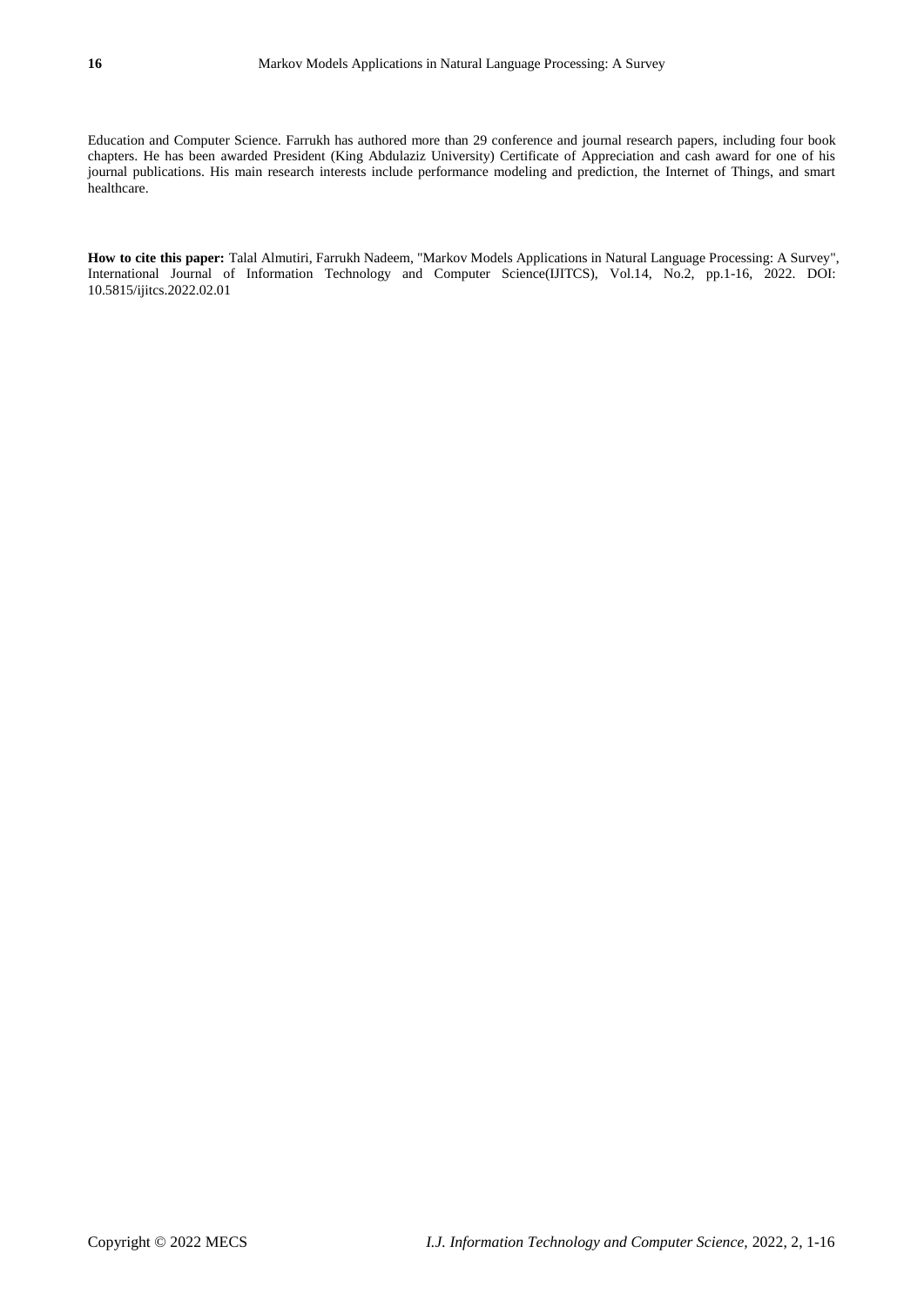Education and Computer Science. Farrukh has authored more than 29 conference and journal research papers, including four book chapters. He has been awarded President (King Abdulaziz University) Certificate of Appreciation and cash award for one of his journal publications. His main research interests include performance modeling and prediction, the Internet of Things, and smart healthcare.

**How to cite this paper:** Talal Almutiri, Farrukh Nadeem, "Markov Models Applications in Natural Language Processing: A Survey", International Journal of Information Technology and Computer Science(IJITCS), Vol.14, No.2, pp.1-16, 2022. DOI: 10.5815/ijitcs.2022.02.01